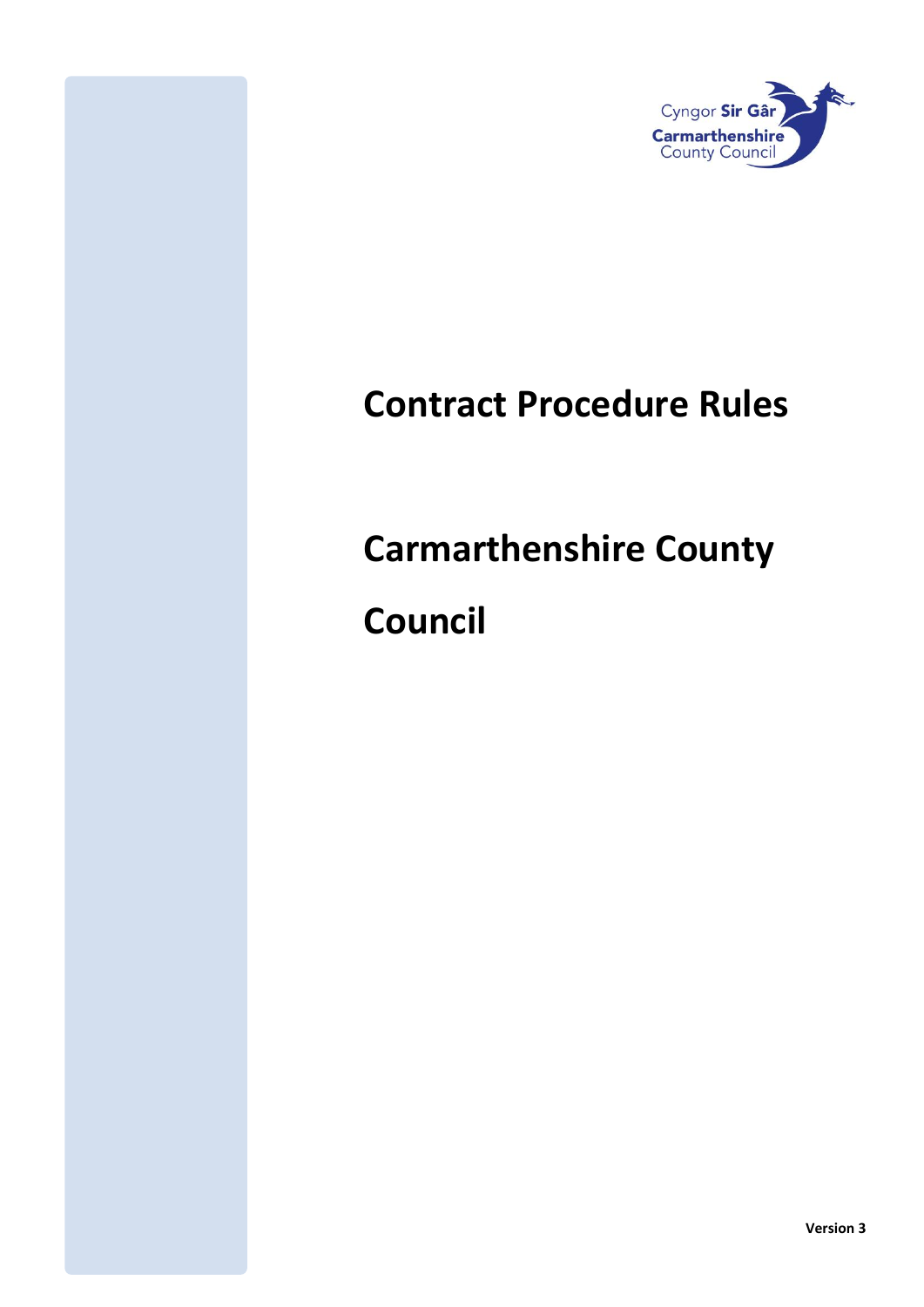Cyngor **Sir Gâr**
**Carmarthenshire**
County Council

# Contract Procedure Rules

# Carmarthenshire County Council

**Version 3**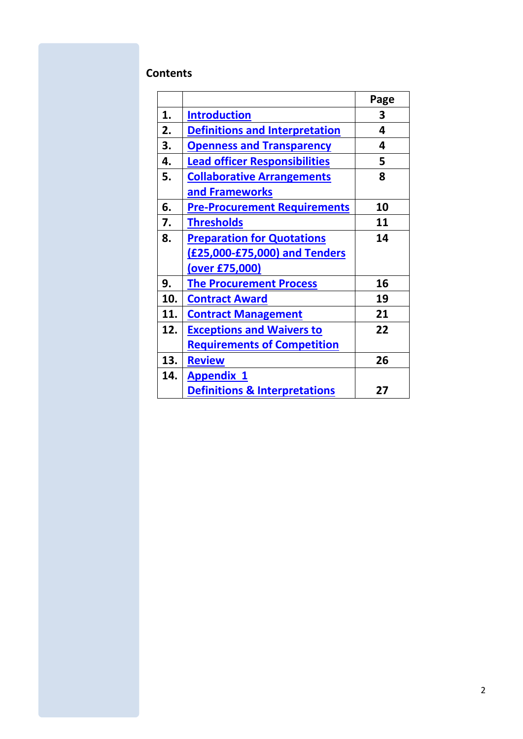## Contents

| | | Page |
|---|---|---|
| 1. | Introduction | 3 |
| 2. | Definitions and Interpretation | 4 |
| 3. | Openness and Transparency | 4 |
| 4. | Lead officer Responsibilities | 5 |
| 5. | Collaborative Arrangements and Frameworks | 8 |
| 6. | Pre-Procurement Requirements | 10 |
| 7. | Thresholds | 11 |
| 8. | Preparation for Quotations (£25,000-£75,000) and Tenders (over £75,000) | 14 |
| 9. | The Procurement Process | 16 |
| 10. | Contract Award | 19 |
| 11. | Contract Management | 21 |
| 12. | Exceptions and Waivers to Requirements of Competition | 22 |
| 13. | Review | 26 |
| 14. | Appendix 1 Definitions & Interpretations | 27 |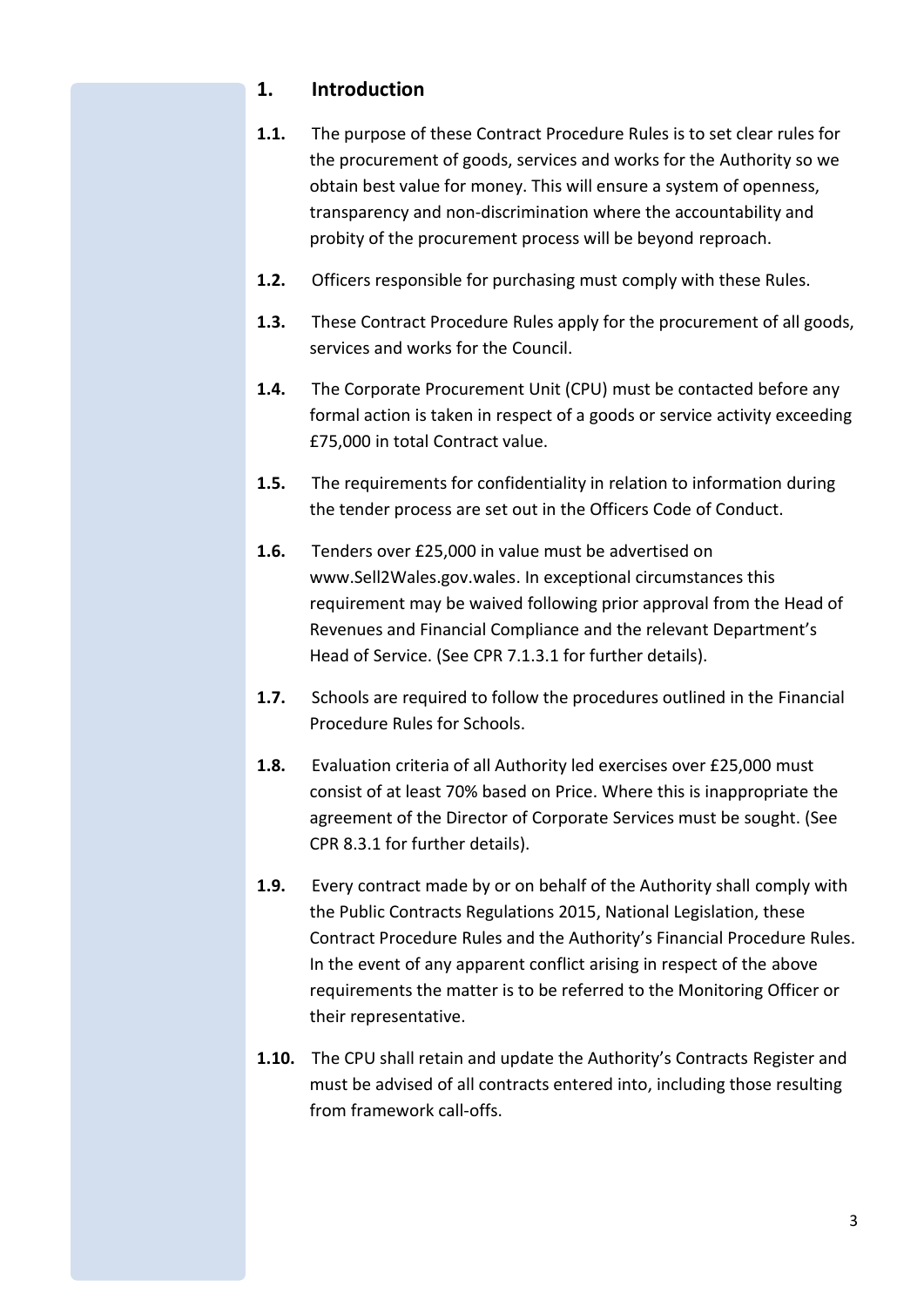## 1. Introduction

**1.1.** The purpose of these Contract Procedure Rules is to set clear rules for the procurement of goods, services and works for the Authority so we obtain best value for money. This will ensure a system of openness, transparency and non-discrimination where the accountability and probity of the procurement process will be beyond reproach.

**1.2.** Officers responsible for purchasing must comply with these Rules.

**1.3.** These Contract Procedure Rules apply for the procurement of all goods, services and works for the Council.

**1.4.** The Corporate Procurement Unit (CPU) must be contacted before any formal action is taken in respect of a goods or service activity exceeding £75,000 in total Contract value.

**1.5.** The requirements for confidentiality in relation to information during the tender process are set out in the Officers Code of Conduct.

**1.6.** Tenders over £25,000 in value must be advertised on www.Sell2Wales.gov.wales. In exceptional circumstances this requirement may be waived following prior approval from the Head of Revenues and Financial Compliance and the relevant Department's Head of Service. (See CPR 7.1.3.1 for further details).

**1.7.** Schools are required to follow the procedures outlined in the Financial Procedure Rules for Schools.

**1.8.** Evaluation criteria of all Authority led exercises over £25,000 must consist of at least 70% based on Price. Where this is inappropriate the agreement of the Director of Corporate Services must be sought. (See CPR 8.3.1 for further details).

**1.9.** Every contract made by or on behalf of the Authority shall comply with the Public Contracts Regulations 2015, National Legislation, these Contract Procedure Rules and the Authority's Financial Procedure Rules. In the event of any apparent conflict arising in respect of the above requirements the matter is to be referred to the Monitoring Officer or their representative.

**1.10.** The CPU shall retain and update the Authority's Contracts Register and must be advised of all contracts entered into, including those resulting from framework call-offs.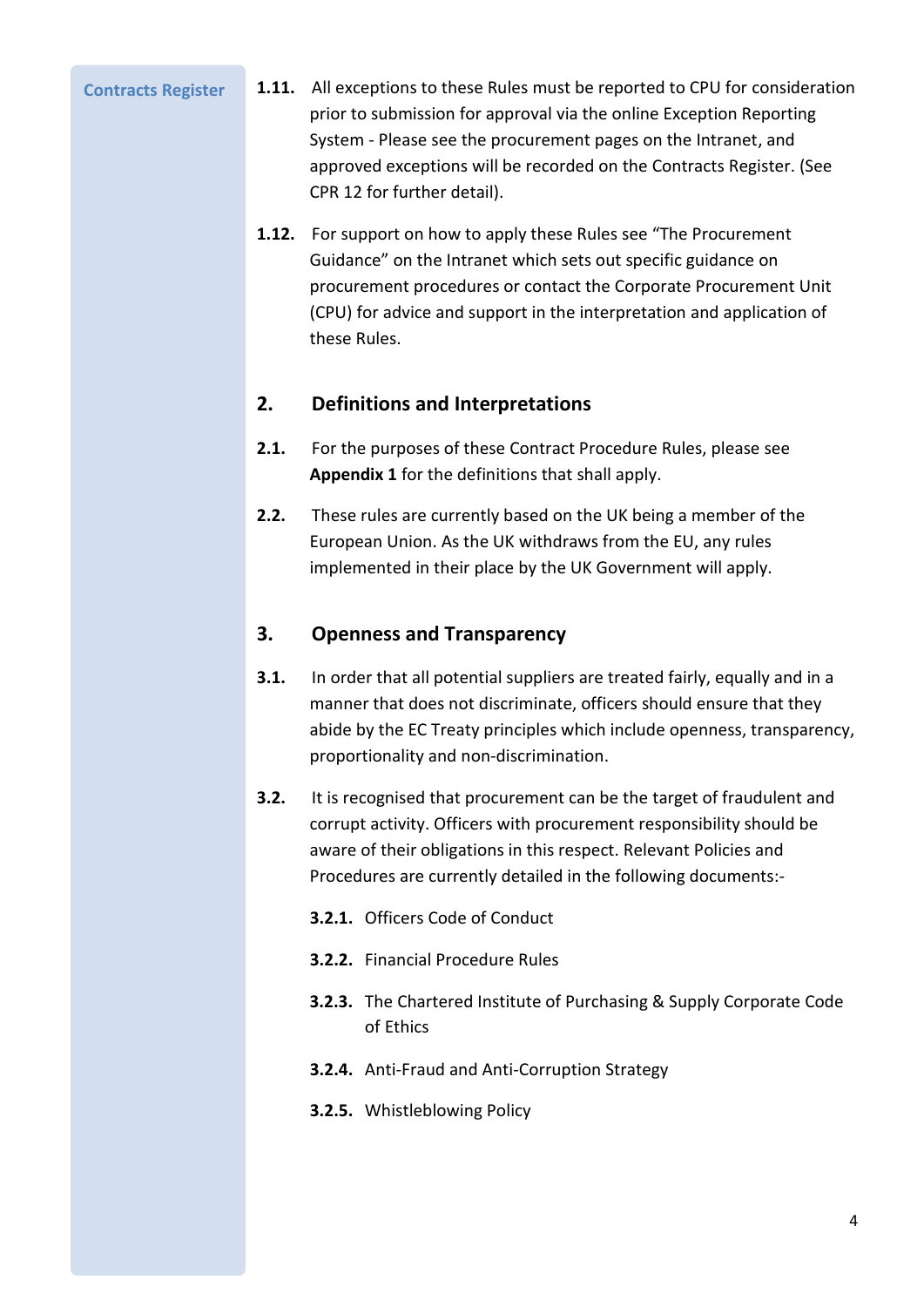**Contracts Register**

**1.11.** All exceptions to these Rules must be reported to CPU for consideration prior to submission for approval via the online Exception Reporting System - Please see the procurement pages on the Intranet, and approved exceptions will be recorded on the Contracts Register. (See CPR 12 for further detail).

**1.12.** For support on how to apply these Rules see "The Procurement Guidance" on the Intranet which sets out specific guidance on procurement procedures or contact the Corporate Procurement Unit (CPU) for advice and support in the interpretation and application of these Rules.

## 2. Definitions and Interpretations

**2.1.** For the purposes of these Contract Procedure Rules, please see **Appendix 1** for the definitions that shall apply.

**2.2.** These rules are currently based on the UK being a member of the European Union. As the UK withdraws from the EU, any rules implemented in their place by the UK Government will apply.

## 3. Openness and Transparency

**3.1.** In order that all potential suppliers are treated fairly, equally and in a manner that does not discriminate, officers should ensure that they abide by the EC Treaty principles which include openness, transparency, proportionality and non-discrimination.

**3.2.** It is recognised that procurement can be the target of fraudulent and corrupt activity. Officers with procurement responsibility should be aware of their obligations in this respect. Relevant Policies and Procedures are currently detailed in the following documents:-

**3.2.1.** Officers Code of Conduct

**3.2.2.** Financial Procedure Rules

**3.2.3.** The Chartered Institute of Purchasing & Supply Corporate Code of Ethics

**3.2.4.** Anti-Fraud and Anti-Corruption Strategy

**3.2.5.** Whistleblowing Policy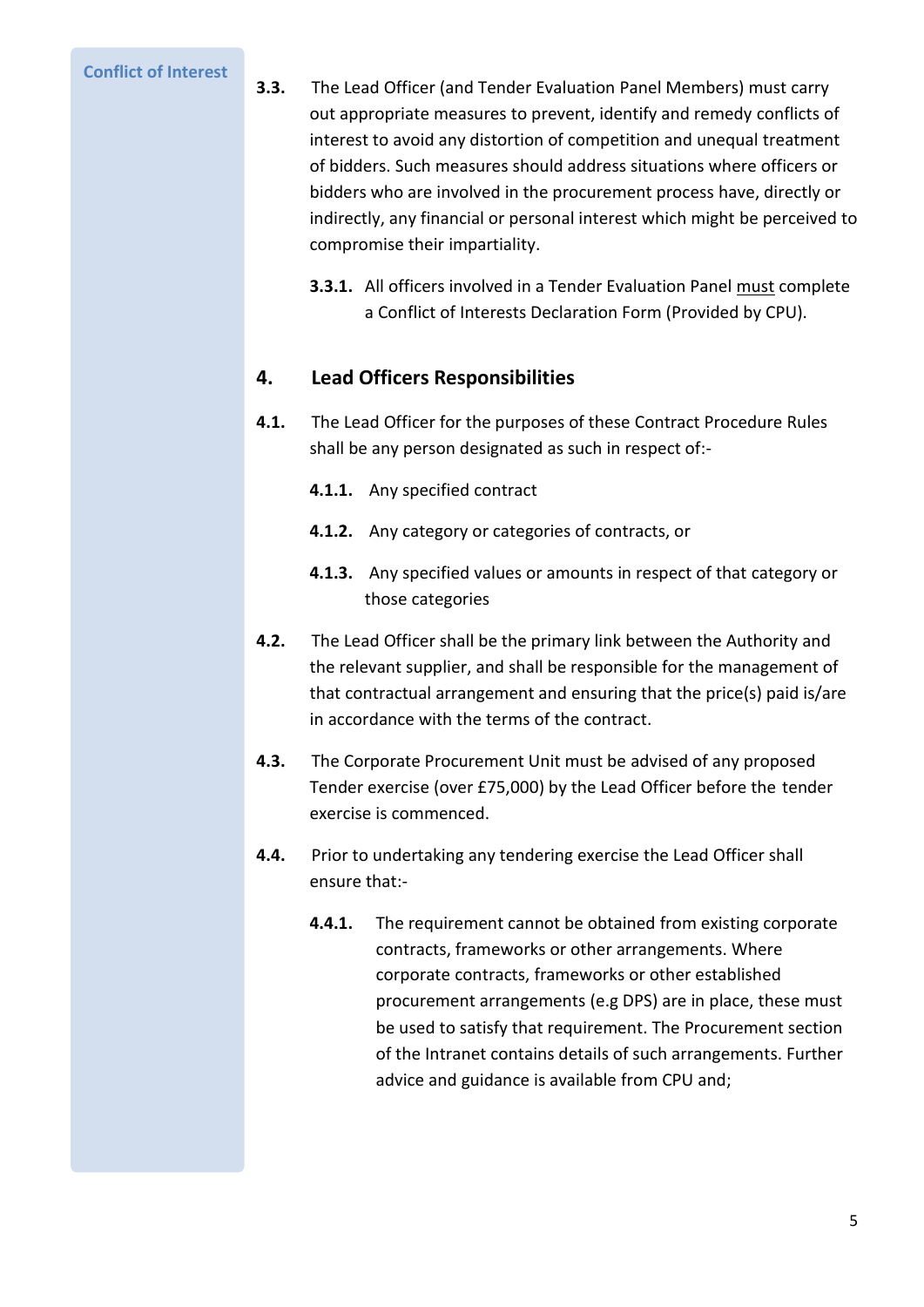**Conflict of Interest**

**3.3.** The Lead Officer (and Tender Evaluation Panel Members) must carry out appropriate measures to prevent, identify and remedy conflicts of interest to avoid any distortion of competition and unequal treatment of bidders. Such measures should address situations where officers or bidders who are involved in the procurement process have, directly or indirectly, any financial or personal interest which might be perceived to compromise their impartiality.

**3.3.1.** All officers involved in a Tender Evaluation Panel must complete a Conflict of Interests Declaration Form (Provided by CPU).

## 4. Lead Officers Responsibilities

**4.1.** The Lead Officer for the purposes of these Contract Procedure Rules shall be any person designated as such in respect of:-

**4.1.1.** Any specified contract

**4.1.2.** Any category or categories of contracts, or

**4.1.3.** Any specified values or amounts in respect of that category or those categories

**4.2.** The Lead Officer shall be the primary link between the Authority and the relevant supplier, and shall be responsible for the management of that contractual arrangement and ensuring that the price(s) paid is/are in accordance with the terms of the contract.

**4.3.** The Corporate Procurement Unit must be advised of any proposed Tender exercise (over £75,000) by the Lead Officer before the tender exercise is commenced.

**4.4.** Prior to undertaking any tendering exercise the Lead Officer shall ensure that:-

**4.4.1.** The requirement cannot be obtained from existing corporate contracts, frameworks or other arrangements. Where corporate contracts, frameworks or other established procurement arrangements (e.g DPS) are in place, these must be used to satisfy that requirement. The Procurement section of the Intranet contains details of such arrangements. Further advice and guidance is available from CPU and;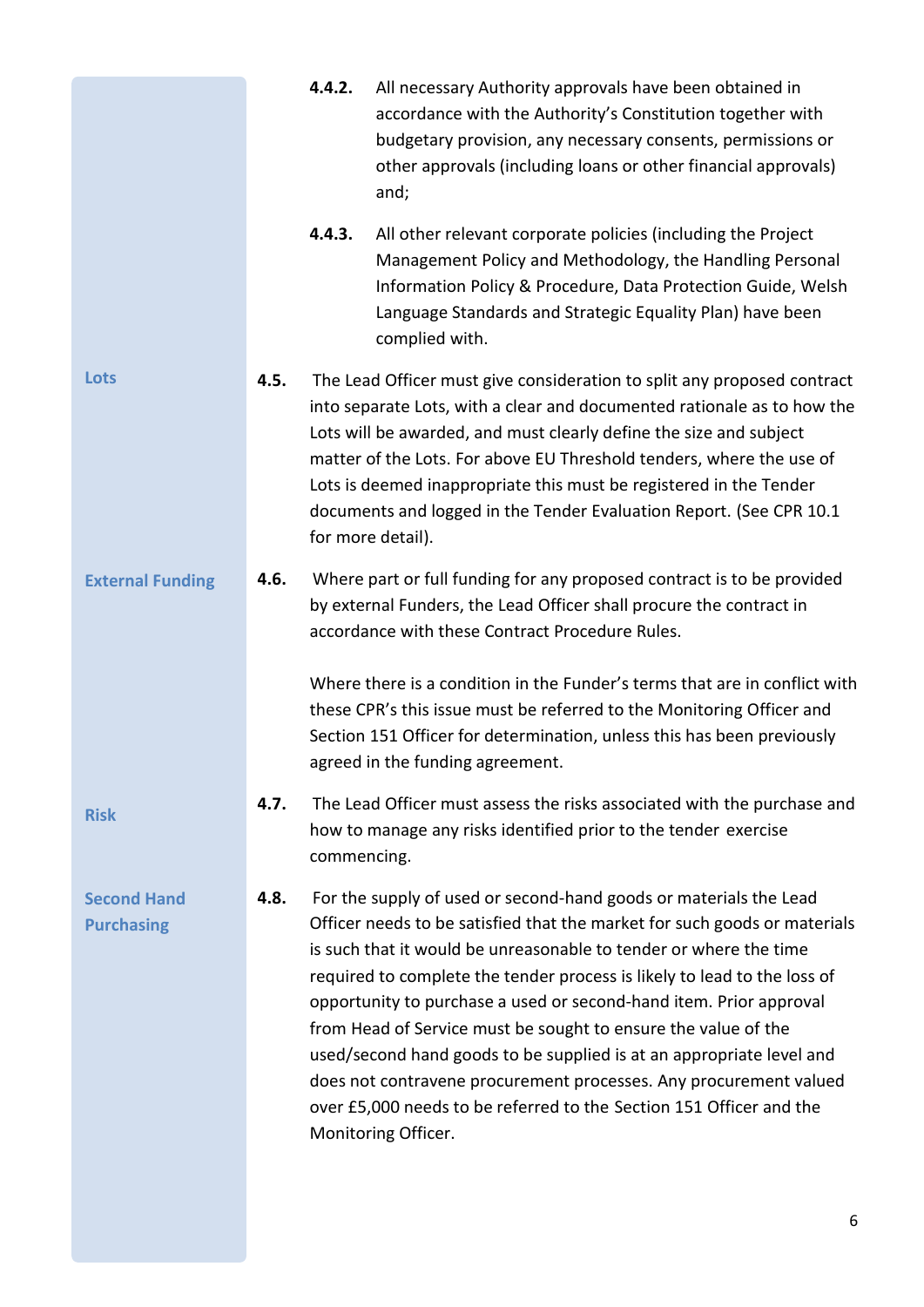**4.4.2.** All necessary Authority approvals have been obtained in accordance with the Authority's Constitution together with budgetary provision, any necessary consents, permissions or other approvals (including loans or other financial approvals) and;

**4.4.3.** All other relevant corporate policies (including the Project Management Policy and Methodology, the Handling Personal Information Policy & Procedure, Data Protection Guide, Welsh Language Standards and Strategic Equality Plan) have been complied with.

**Lots**

**4.5.** The Lead Officer must give consideration to split any proposed contract into separate Lots, with a clear and documented rationale as to how the Lots will be awarded, and must clearly define the size and subject matter of the Lots. For above EU Threshold tenders, where the use of Lots is deemed inappropriate this must be registered in the Tender documents and logged in the Tender Evaluation Report. (See CPR 10.1 for more detail).

**External Funding**

**4.6.** Where part or full funding for any proposed contract is to be provided by external Funders, the Lead Officer shall procure the contract in accordance with these Contract Procedure Rules.

Where there is a condition in the Funder's terms that are in conflict with these CPR's this issue must be referred to the Monitoring Officer and Section 151 Officer for determination, unless this has been previously agreed in the funding agreement.

**Risk**

**4.7.** The Lead Officer must assess the risks associated with the purchase and how to manage any risks identified prior to the tender exercise commencing.

**Second Hand Purchasing**

**4.8.** For the supply of used or second-hand goods or materials the Lead Officer needs to be satisfied that the market for such goods or materials is such that it would be unreasonable to tender or where the time required to complete the tender process is likely to lead to the loss of opportunity to purchase a used or second-hand item. Prior approval from Head of Service must be sought to ensure the value of the used/second hand goods to be supplied is at an appropriate level and does not contravene procurement processes. Any procurement valued over £5,000 needs to be referred to the Section 151 Officer and the Monitoring Officer.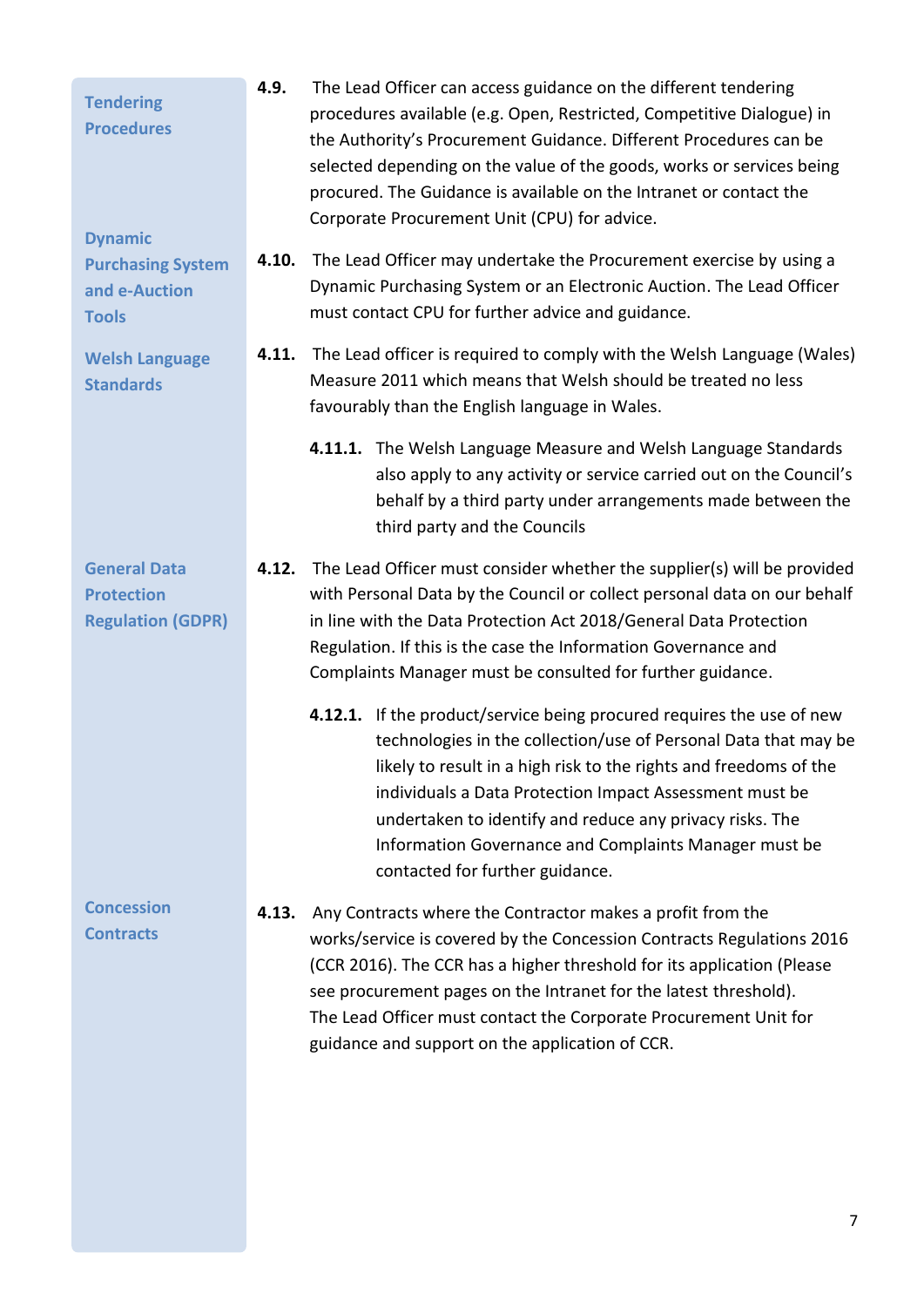**Tendering Procedures**

**4.9.** The Lead Officer can access guidance on the different tendering procedures available (e.g. Open, Restricted, Competitive Dialogue) in the Authority's Procurement Guidance. Different Procedures can be selected depending on the value of the goods, works or services being procured. The Guidance is available on the Intranet or contact the Corporate Procurement Unit (CPU) for advice.

**Dynamic Purchasing System and e-Auction Tools**

**4.10.** The Lead Officer may undertake the Procurement exercise by using a Dynamic Purchasing System or an Electronic Auction. The Lead Officer must contact CPU for further advice and guidance.

**Welsh Language Standards**

**4.11.** The Lead officer is required to comply with the Welsh Language (Wales) Measure 2011 which means that Welsh should be treated no less favourably than the English language in Wales.

**4.11.1.** The Welsh Language Measure and Welsh Language Standards also apply to any activity or service carried out on the Council's behalf by a third party under arrangements made between the third party and the Councils

**General Data Protection Regulation (GDPR)**

**4.12.** The Lead Officer must consider whether the supplier(s) will be provided with Personal Data by the Council or collect personal data on our behalf in line with the Data Protection Act 2018/General Data Protection Regulation. If this is the case the Information Governance and Complaints Manager must be consulted for further guidance.

**4.12.1.** If the product/service being procured requires the use of new technologies in the collection/use of Personal Data that may be likely to result in a high risk to the rights and freedoms of the individuals a Data Protection Impact Assessment must be undertaken to identify and reduce any privacy risks. The Information Governance and Complaints Manager must be contacted for further guidance.

**Concession Contracts**

**4.13.** Any Contracts where the Contractor makes a profit from the works/service is covered by the Concession Contracts Regulations 2016 (CCR 2016). The CCR has a higher threshold for its application (Please see procurement pages on the Intranet for the latest threshold). The Lead Officer must contact the Corporate Procurement Unit for guidance and support on the application of CCR.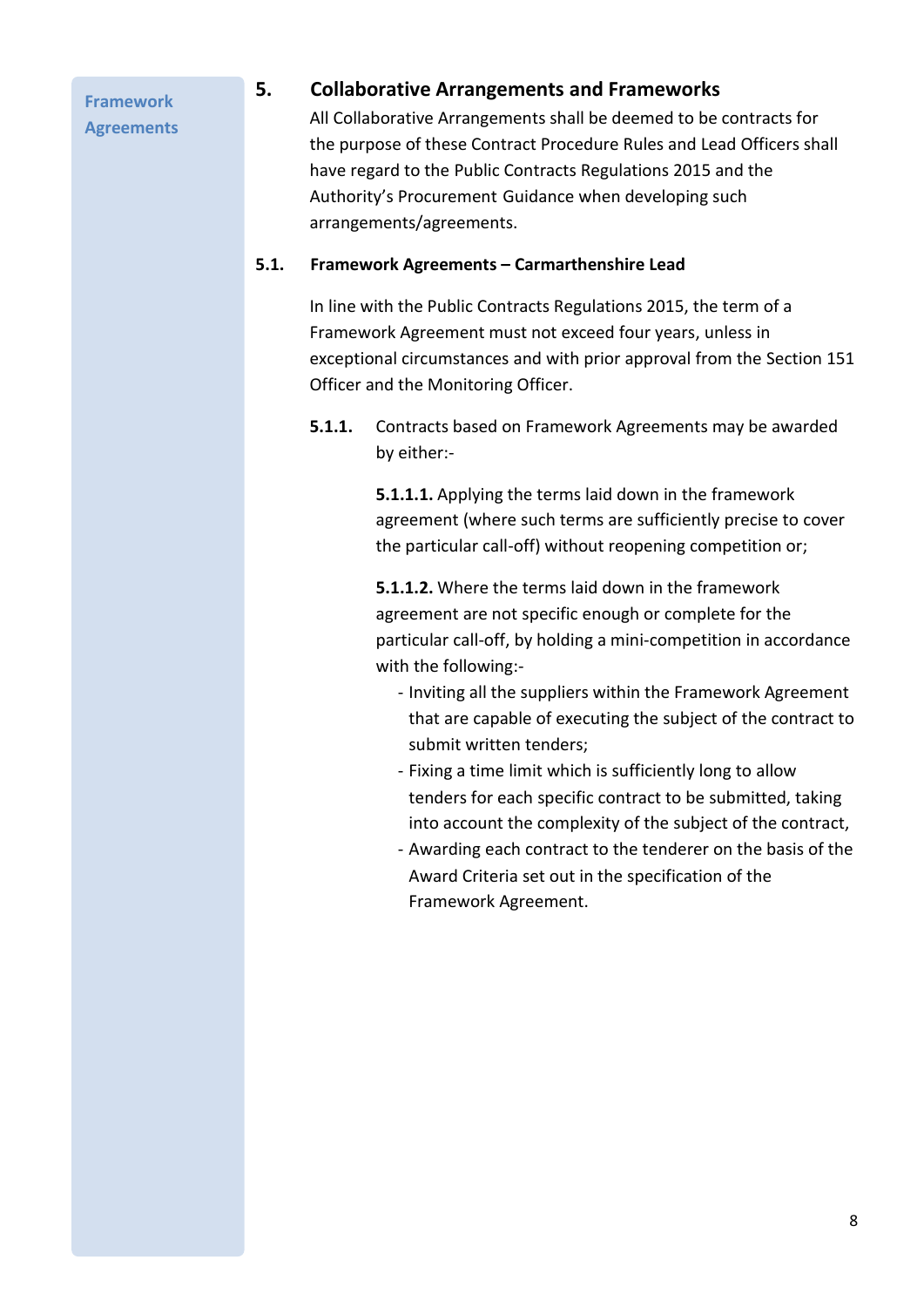Framework Agreements

## 5. Collaborative Arrangements and Frameworks

All Collaborative Arrangements shall be deemed to be contracts for the purpose of these Contract Procedure Rules and Lead Officers shall have regard to the Public Contracts Regulations 2015 and the Authority's Procurement Guidance when developing such arrangements/agreements.

### 5.1. Framework Agreements – Carmarthenshire Lead

In line with the Public Contracts Regulations 2015, the term of a Framework Agreement must not exceed four years, unless in exceptional circumstances and with prior approval from the Section 151 Officer and the Monitoring Officer.

**5.1.1.** Contracts based on Framework Agreements may be awarded by either:-

**5.1.1.1.** Applying the terms laid down in the framework agreement (where such terms are sufficiently precise to cover the particular call-off) without reopening competition or;

**5.1.1.2.** Where the terms laid down in the framework agreement are not specific enough or complete for the particular call-off, by holding a mini-competition in accordance with the following:-

- Inviting all the suppliers within the Framework Agreement that are capable of executing the subject of the contract to submit written tenders;
- Fixing a time limit which is sufficiently long to allow tenders for each specific contract to be submitted, taking into account the complexity of the subject of the contract,
- Awarding each contract to the tenderer on the basis of the Award Criteria set out in the specification of the Framework Agreement.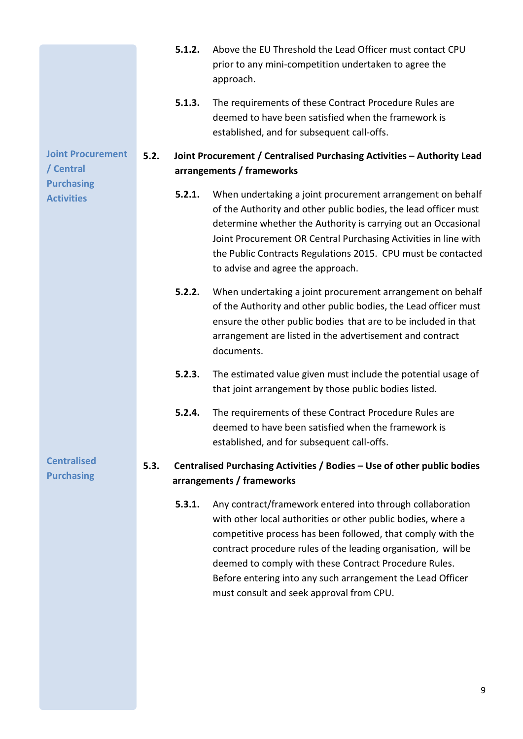**5.1.2.** Above the EU Threshold the Lead Officer must contact CPU prior to any mini-competition undertaken to agree the approach.

**5.1.3.** The requirements of these Contract Procedure Rules are deemed to have been satisfied when the framework is established, and for subsequent call-offs.

**Joint Procurement / Central Purchasing Activities**

### 5.2. Joint Procurement / Centralised Purchasing Activities – Authority Lead arrangements / frameworks

**5.2.1.** When undertaking a joint procurement arrangement on behalf of the Authority and other public bodies, the lead officer must determine whether the Authority is carrying out an Occasional Joint Procurement OR Central Purchasing Activities in line with the Public Contracts Regulations 2015. CPU must be contacted to advise and agree the approach.

**5.2.2.** When undertaking a joint procurement arrangement on behalf of the Authority and other public bodies, the Lead officer must ensure the other public bodies that are to be included in that arrangement are listed in the advertisement and contract documents.

**5.2.3.** The estimated value given must include the potential usage of that joint arrangement by those public bodies listed.

**5.2.4.** The requirements of these Contract Procedure Rules are deemed to have been satisfied when the framework is established, and for subsequent call-offs.

**Centralised Purchasing**

### 5.3. Centralised Purchasing Activities / Bodies – Use of other public bodies arrangements / frameworks

**5.3.1.** Any contract/framework entered into through collaboration with other local authorities or other public bodies, where a competitive process has been followed, that comply with the contract procedure rules of the leading organisation, will be deemed to comply with these Contract Procedure Rules. Before entering into any such arrangement the Lead Officer must consult and seek approval from CPU.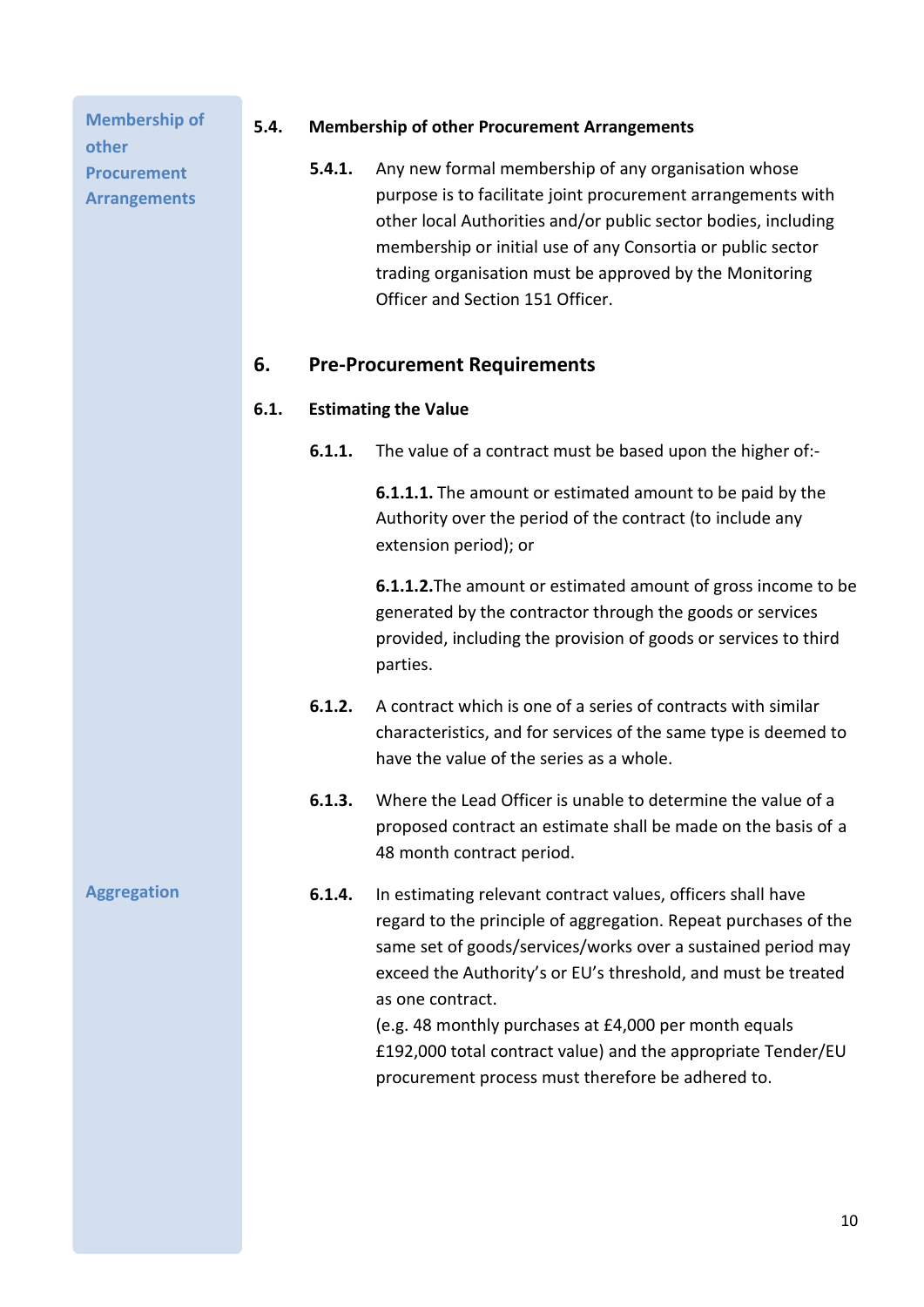**Membership of other Procurement Arrangements**

**5.4. Membership of other Procurement Arrangements**

**5.4.1.** Any new formal membership of any organisation whose purpose is to facilitate joint procurement arrangements with other local Authorities and/or public sector bodies, including membership or initial use of any Consortia or public sector trading organisation must be approved by the Monitoring Officer and Section 151 Officer.

## 6. Pre-Procurement Requirements

**6.1. Estimating the Value**

**6.1.1.** The value of a contract must be based upon the higher of:-

**6.1.1.1.** The amount or estimated amount to be paid by the Authority over the period of the contract (to include any extension period); or

**6.1.1.2.** The amount or estimated amount of gross income to be generated by the contractor through the goods or services provided, including the provision of goods or services to third parties.

**6.1.2.** A contract which is one of a series of contracts with similar characteristics, and for services of the same type is deemed to have the value of the series as a whole.

**6.1.3.** Where the Lead Officer is unable to determine the value of a proposed contract an estimate shall be made on the basis of a 48 month contract period.

**Aggregation**

**6.1.4.** In estimating relevant contract values, officers shall have regard to the principle of aggregation. Repeat purchases of the same set of goods/services/works over a sustained period may exceed the Authority's or EU's threshold, and must be treated as one contract.
(e.g. 48 monthly purchases at £4,000 per month equals £192,000 total contract value) and the appropriate Tender/EU procurement process must therefore be adhered to.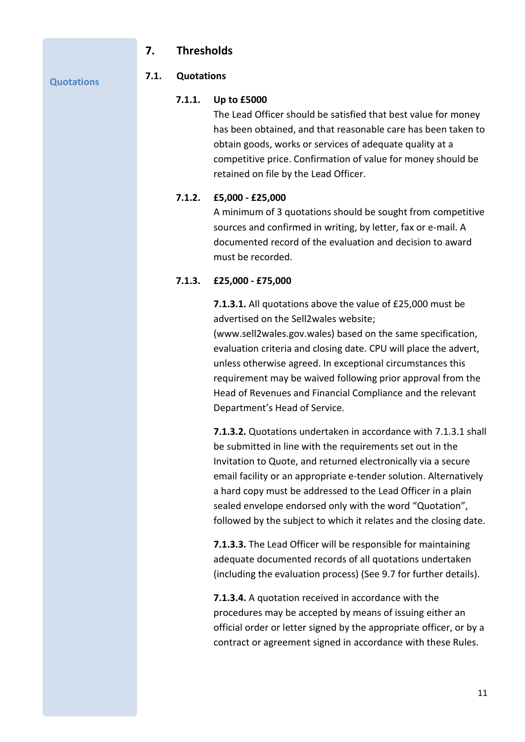## 7. Thresholds

Quotations

### 7.1. Quotations

#### 7.1.1. Up to £5000

The Lead Officer should be satisfied that best value for money has been obtained, and that reasonable care has been taken to obtain goods, works or services of adequate quality at a competitive price. Confirmation of value for money should be retained on file by the Lead Officer.

#### 7.1.2. £5,000 - £25,000

A minimum of 3 quotations should be sought from competitive sources and confirmed in writing, by letter, fax or e-mail. A documented record of the evaluation and decision to award must be recorded.

#### 7.1.3. £25,000 - £75,000

**7.1.3.1.** All quotations above the value of £25,000 must be advertised on the Sell2wales website; (www.sell2wales.gov.wales) based on the same specification, evaluation criteria and closing date. CPU will place the advert, unless otherwise agreed. In exceptional circumstances this requirement may be waived following prior approval from the Head of Revenues and Financial Compliance and the relevant Department's Head of Service.

**7.1.3.2.** Quotations undertaken in accordance with 7.1.3.1 shall be submitted in line with the requirements set out in the Invitation to Quote, and returned electronically via a secure email facility or an appropriate e-tender solution. Alternatively a hard copy must be addressed to the Lead Officer in a plain sealed envelope endorsed only with the word "Quotation", followed by the subject to which it relates and the closing date.

**7.1.3.3.** The Lead Officer will be responsible for maintaining adequate documented records of all quotations undertaken (including the evaluation process) (See 9.7 for further details).

**7.1.3.4.** A quotation received in accordance with the procedures may be accepted by means of issuing either an official order or letter signed by the appropriate officer, or by a contract or agreement signed in accordance with these Rules.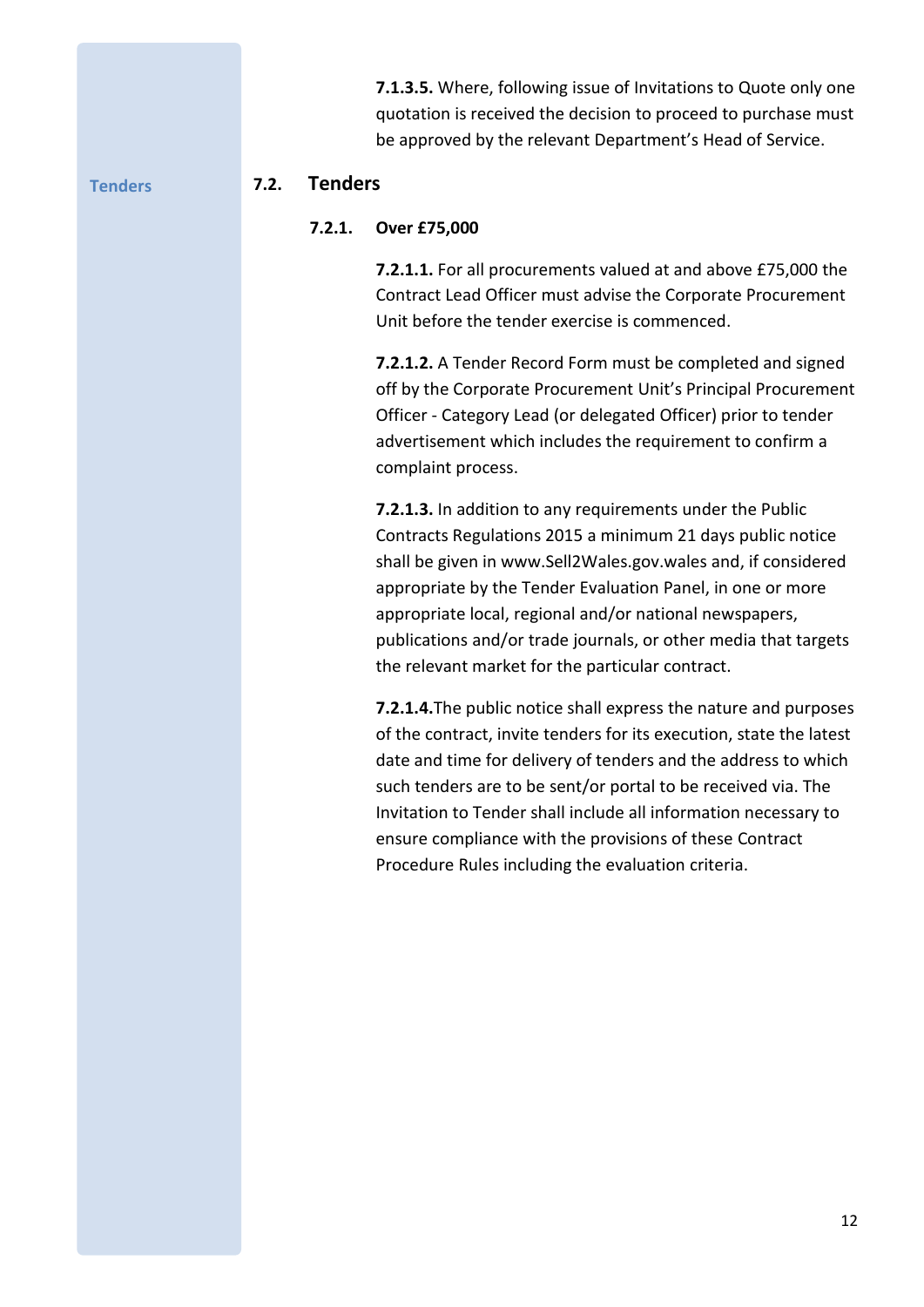**7.1.3.5.** Where, following issue of Invitations to Quote only one quotation is received the decision to proceed to purchase must be approved by the relevant Department's Head of Service.

Tenders

## 7.2. Tenders

### 7.2.1. Over £75,000

**7.2.1.1.** For all procurements valued at and above £75,000 the Contract Lead Officer must advise the Corporate Procurement Unit before the tender exercise is commenced.

**7.2.1.2.** A Tender Record Form must be completed and signed off by the Corporate Procurement Unit's Principal Procurement Officer - Category Lead (or delegated Officer) prior to tender advertisement which includes the requirement to confirm a complaint process.

**7.2.1.3.** In addition to any requirements under the Public Contracts Regulations 2015 a minimum 21 days public notice shall be given in www.Sell2Wales.gov.wales and, if considered appropriate by the Tender Evaluation Panel, in one or more appropriate local, regional and/or national newspapers, publications and/or trade journals, or other media that targets the relevant market for the particular contract.

**7.2.1.4.**The public notice shall express the nature and purposes of the contract, invite tenders for its execution, state the latest date and time for delivery of tenders and the address to which such tenders are to be sent/or portal to be received via. The Invitation to Tender shall include all information necessary to ensure compliance with the provisions of these Contract Procedure Rules including the evaluation criteria.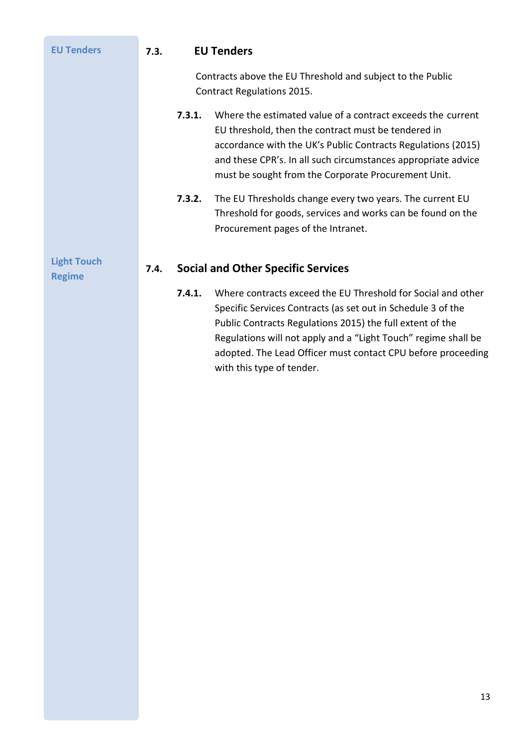**EU Tenders**

## 7.3. EU Tenders

Contracts above the EU Threshold and subject to the Public Contract Regulations 2015.

**7.3.1.** Where the estimated value of a contract exceeds the current EU threshold, then the contract must be tendered in accordance with the UK's Public Contracts Regulations (2015) and these CPR's. In all such circumstances appropriate advice must be sought from the Corporate Procurement Unit.

**7.3.2.** The EU Thresholds change every two years. The current EU Threshold for goods, services and works can be found on the Procurement pages of the Intranet.

**Light Touch Regime**

## 7.4. Social and Other Specific Services

**7.4.1.** Where contracts exceed the EU Threshold for Social and other Specific Services Contracts (as set out in Schedule 3 of the Public Contracts Regulations 2015) the full extent of the Regulations will not apply and a "Light Touch" regime shall be adopted. The Lead Officer must contact CPU before proceeding with this type of tender.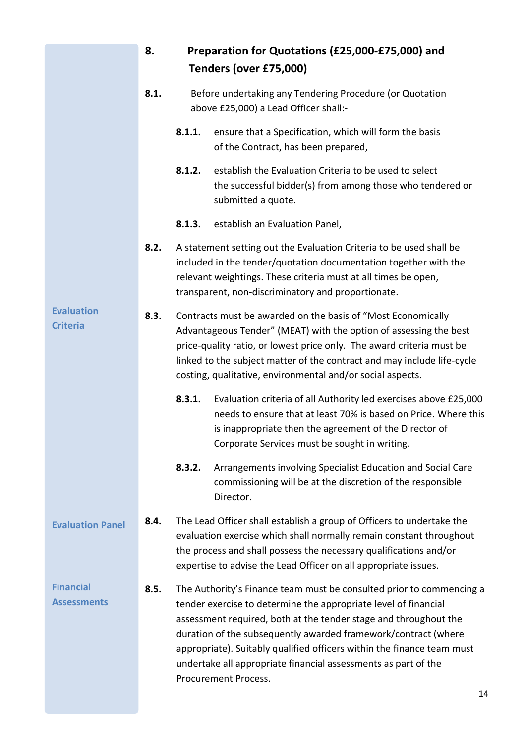## 8. Preparation for Quotations (£25,000-£75,000) and Tenders (over £75,000)

**8.1.** Before undertaking any Tendering Procedure (or Quotation above £25,000) a Lead Officer shall:-

**8.1.1.** ensure that a Specification, which will form the basis of the Contract, has been prepared,

**8.1.2.** establish the Evaluation Criteria to be used to select the successful bidder(s) from among those who tendered or submitted a quote.

**8.1.3.** establish an Evaluation Panel,

**8.2.** A statement setting out the Evaluation Criteria to be used shall be included in the tender/quotation documentation together with the relevant weightings. These criteria must at all times be open, transparent, non-discriminatory and proportionate.

**Evaluation Criteria**

**8.3.** Contracts must be awarded on the basis of "Most Economically Advantageous Tender" (MEAT) with the option of assessing the best price-quality ratio, or lowest price only. The award criteria must be linked to the subject matter of the contract and may include life-cycle costing, qualitative, environmental and/or social aspects.

**8.3.1.** Evaluation criteria of all Authority led exercises above £25,000 needs to ensure that at least 70% is based on Price. Where this is inappropriate then the agreement of the Director of Corporate Services must be sought in writing.

**8.3.2.** Arrangements involving Specialist Education and Social Care commissioning will be at the discretion of the responsible Director.

**Evaluation Panel**

**8.4.** The Lead Officer shall establish a group of Officers to undertake the evaluation exercise which shall normally remain constant throughout the process and shall possess the necessary qualifications and/or expertise to advise the Lead Officer on all appropriate issues.

**Financial Assessments**

**8.5.** The Authority's Finance team must be consulted prior to commencing a tender exercise to determine the appropriate level of financial assessment required, both at the tender stage and throughout the duration of the subsequently awarded framework/contract (where appropriate). Suitably qualified officers within the finance team must undertake all appropriate financial assessments as part of the Procurement Process.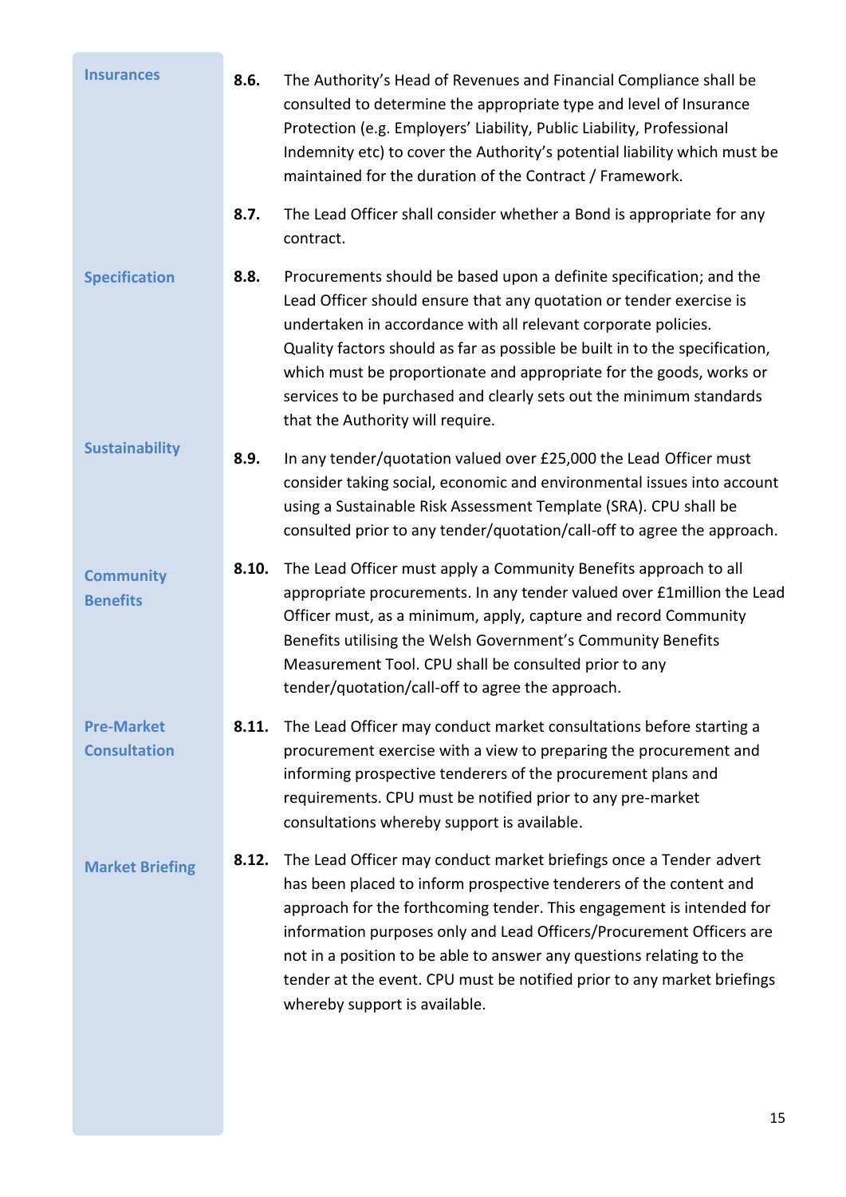**Insurances**

**8.6.** The Authority's Head of Revenues and Financial Compliance shall be consulted to determine the appropriate type and level of Insurance Protection (e.g. Employers' Liability, Public Liability, Professional Indemnity etc) to cover the Authority's potential liability which must be maintained for the duration of the Contract / Framework.

**8.7.** The Lead Officer shall consider whether a Bond is appropriate for any contract.

**Specification**

**8.8.** Procurements should be based upon a definite specification; and the Lead Officer should ensure that any quotation or tender exercise is undertaken in accordance with all relevant corporate policies. Quality factors should as far as possible be built in to the specification, which must be proportionate and appropriate for the goods, works or services to be purchased and clearly sets out the minimum standards that the Authority will require.

**Sustainability**

**8.9.** In any tender/quotation valued over £25,000 the Lead Officer must consider taking social, economic and environmental issues into account using a Sustainable Risk Assessment Template (SRA). CPU shall be consulted prior to any tender/quotation/call-off to agree the approach.

**Community Benefits**

**8.10.** The Lead Officer must apply a Community Benefits approach to all appropriate procurements. In any tender valued over £1million the Lead Officer must, as a minimum, apply, capture and record Community Benefits utilising the Welsh Government's Community Benefits Measurement Tool. CPU shall be consulted prior to any tender/quotation/call-off to agree the approach.

**Pre-Market Consultation**

**8.11.** The Lead Officer may conduct market consultations before starting a procurement exercise with a view to preparing the procurement and informing prospective tenderers of the procurement plans and requirements. CPU must be notified prior to any pre-market consultations whereby support is available.

**Market Briefing**

**8.12.** The Lead Officer may conduct market briefings once a Tender advert has been placed to inform prospective tenderers of the content and approach for the forthcoming tender. This engagement is intended for information purposes only and Lead Officers/Procurement Officers are not in a position to be able to answer any questions relating to the tender at the event. CPU must be notified prior to any market briefings whereby support is available.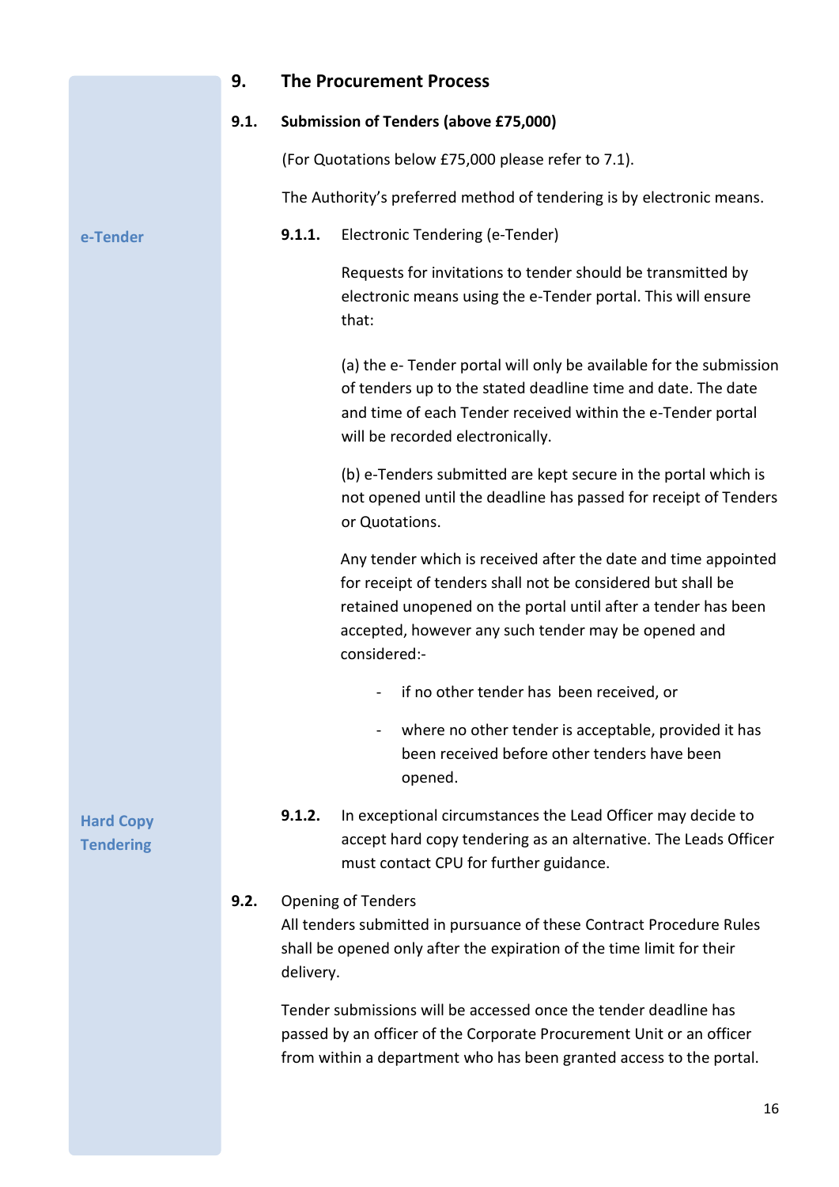## 9. The Procurement Process

### 9.1. Submission of Tenders (above £75,000)

(For Quotations below £75,000 please refer to 7.1).

The Authority's preferred method of tendering is by electronic means.

**e-Tender**

**9.1.1.** Electronic Tendering (e-Tender)

Requests for invitations to tender should be transmitted by electronic means using the e-Tender portal. This will ensure that:

(a) the e- Tender portal will only be available for the submission of tenders up to the stated deadline time and date. The date and time of each Tender received within the e-Tender portal will be recorded electronically.

(b) e-Tenders submitted are kept secure in the portal which is not opened until the deadline has passed for receipt of Tenders or Quotations.

Any tender which is received after the date and time appointed for receipt of tenders shall not be considered but shall be retained unopened on the portal until after a tender has been accepted, however any such tender may be opened and considered:-

- if no other tender has been received, or
- where no other tender is acceptable, provided it has been received before other tenders have been opened.

**Hard Copy Tendering**

**9.1.2.** In exceptional circumstances the Lead Officer may decide to accept hard copy tendering as an alternative. The Leads Officer must contact CPU for further guidance.

### 9.2. Opening of Tenders

All tenders submitted in pursuance of these Contract Procedure Rules shall be opened only after the expiration of the time limit for their delivery.

Tender submissions will be accessed once the tender deadline has passed by an officer of the Corporate Procurement Unit or an officer from within a department who has been granted access to the portal.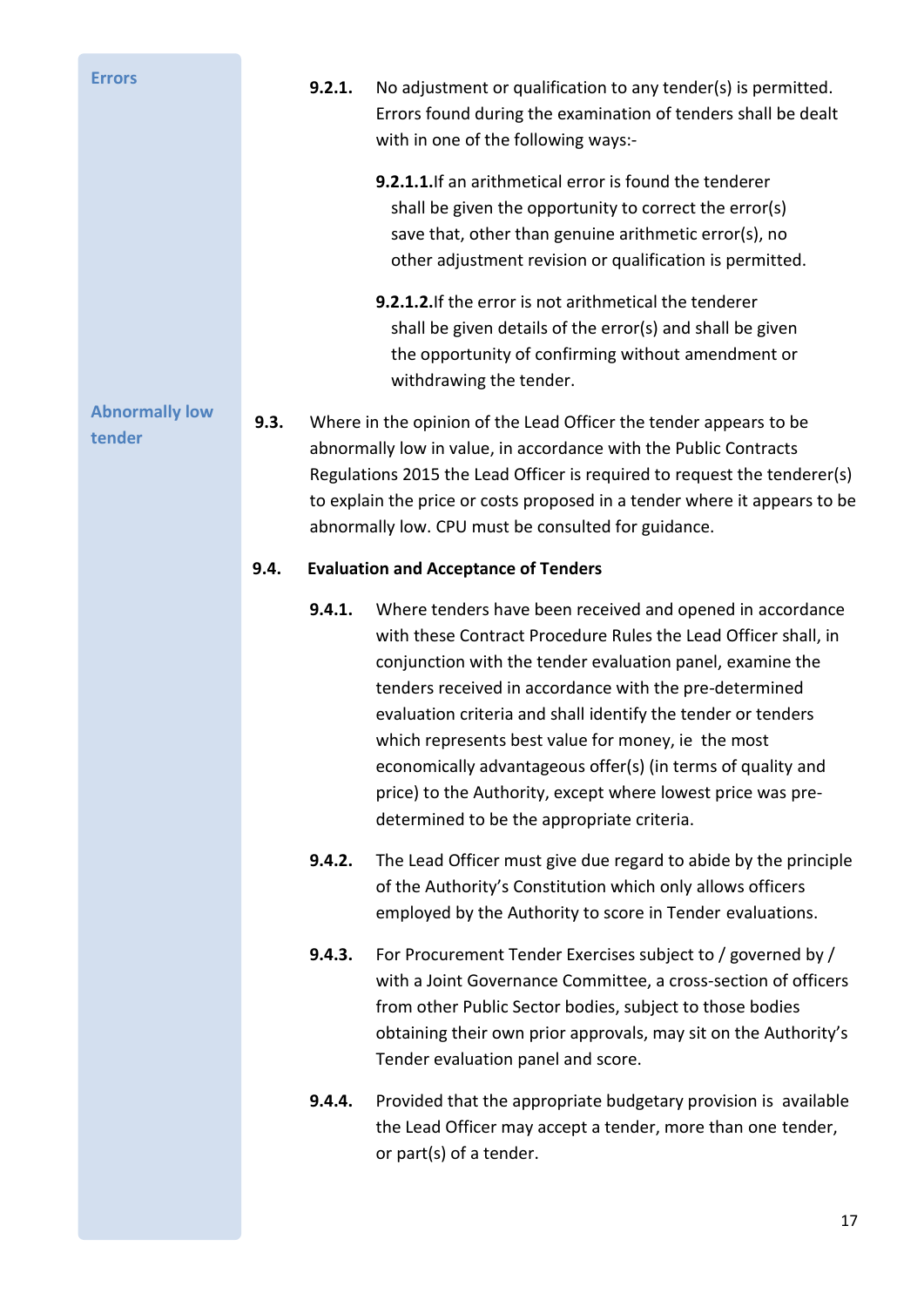**Errors**

**9.2.1.** No adjustment or qualification to any tender(s) is permitted. Errors found during the examination of tenders shall be dealt with in one of the following ways:-

**9.2.1.1.** If an arithmetical error is found the tenderer shall be given the opportunity to correct the error(s) save that, other than genuine arithmetic error(s), no other adjustment revision or qualification is permitted.

**9.2.1.2.** If the error is not arithmetical the tenderer shall be given details of the error(s) and shall be given the opportunity of confirming without amendment or withdrawing the tender.

**Abnormally low tender**

**9.3.** Where in the opinion of the Lead Officer the tender appears to be abnormally low in value, in accordance with the Public Contracts Regulations 2015 the Lead Officer is required to request the tenderer(s) to explain the price or costs proposed in a tender where it appears to be abnormally low. CPU must be consulted for guidance.

**9.4. Evaluation and Acceptance of Tenders**

**9.4.1.** Where tenders have been received and opened in accordance with these Contract Procedure Rules the Lead Officer shall, in conjunction with the tender evaluation panel, examine the tenders received in accordance with the pre-determined evaluation criteria and shall identify the tender or tenders which represents best value for money, ie the most economically advantageous offer(s) (in terms of quality and price) to the Authority, except where lowest price was pre-determined to be the appropriate criteria.

**9.4.2.** The Lead Officer must give due regard to abide by the principle of the Authority's Constitution which only allows officers employed by the Authority to score in Tender evaluations.

**9.4.3.** For Procurement Tender Exercises subject to / governed by / with a Joint Governance Committee, a cross-section of officers from other Public Sector bodies, subject to those bodies obtaining their own prior approvals, may sit on the Authority's Tender evaluation panel and score.

**9.4.4.** Provided that the appropriate budgetary provision is available the Lead Officer may accept a tender, more than one tender, or part(s) of a tender.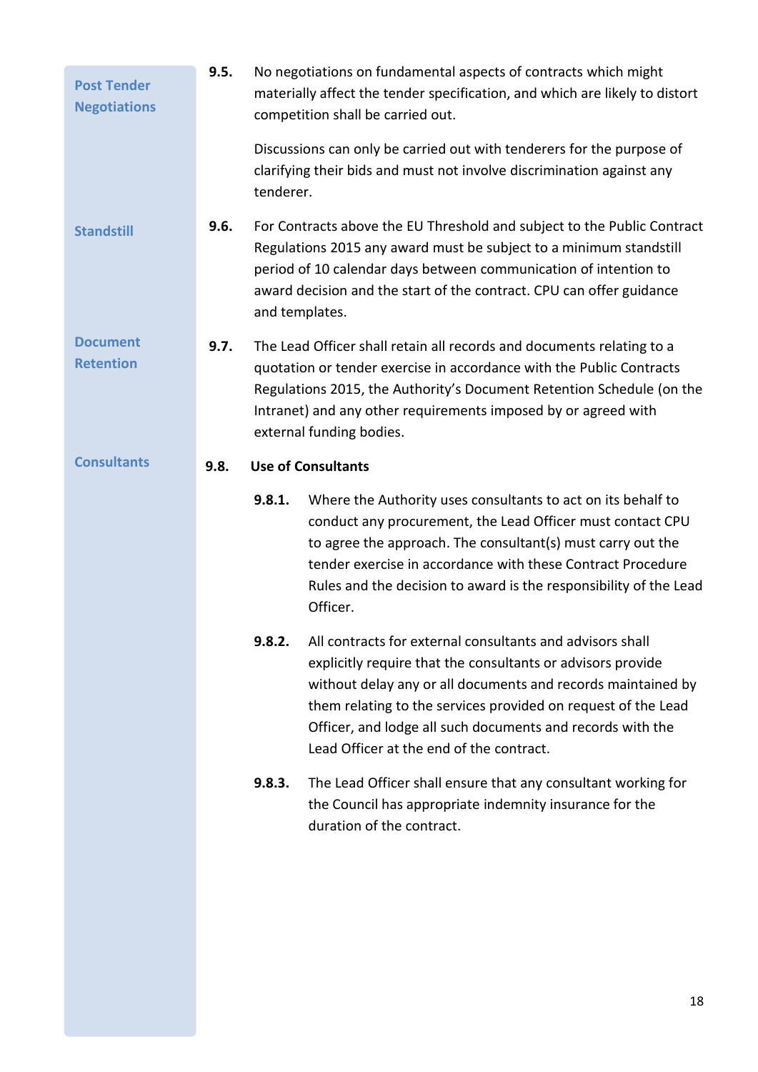**Post Tender Negotiations**

**9.5.** No negotiations on fundamental aspects of contracts which might materially affect the tender specification, and which are likely to distort competition shall be carried out.

Discussions can only be carried out with tenderers for the purpose of clarifying their bids and must not involve discrimination against any tenderer.

**Standstill**

**9.6.** For Contracts above the EU Threshold and subject to the Public Contract Regulations 2015 any award must be subject to a minimum standstill period of 10 calendar days between communication of intention to award decision and the start of the contract. CPU can offer guidance and templates.

**Document Retention**

**9.7.** The Lead Officer shall retain all records and documents relating to a quotation or tender exercise in accordance with the Public Contracts Regulations 2015, the Authority's Document Retention Schedule (on the Intranet) and any other requirements imposed by or agreed with external funding bodies.

**Consultants**

**9.8. Use of Consultants**

**9.8.1.** Where the Authority uses consultants to act on its behalf to conduct any procurement, the Lead Officer must contact CPU to agree the approach. The consultant(s) must carry out the tender exercise in accordance with these Contract Procedure Rules and the decision to award is the responsibility of the Lead Officer.

**9.8.2.** All contracts for external consultants and advisors shall explicitly require that the consultants or advisors provide without delay any or all documents and records maintained by them relating to the services provided on request of the Lead Officer, and lodge all such documents and records with the Lead Officer at the end of the contract.

**9.8.3.** The Lead Officer shall ensure that any consultant working for the Council has appropriate indemnity insurance for the duration of the contract.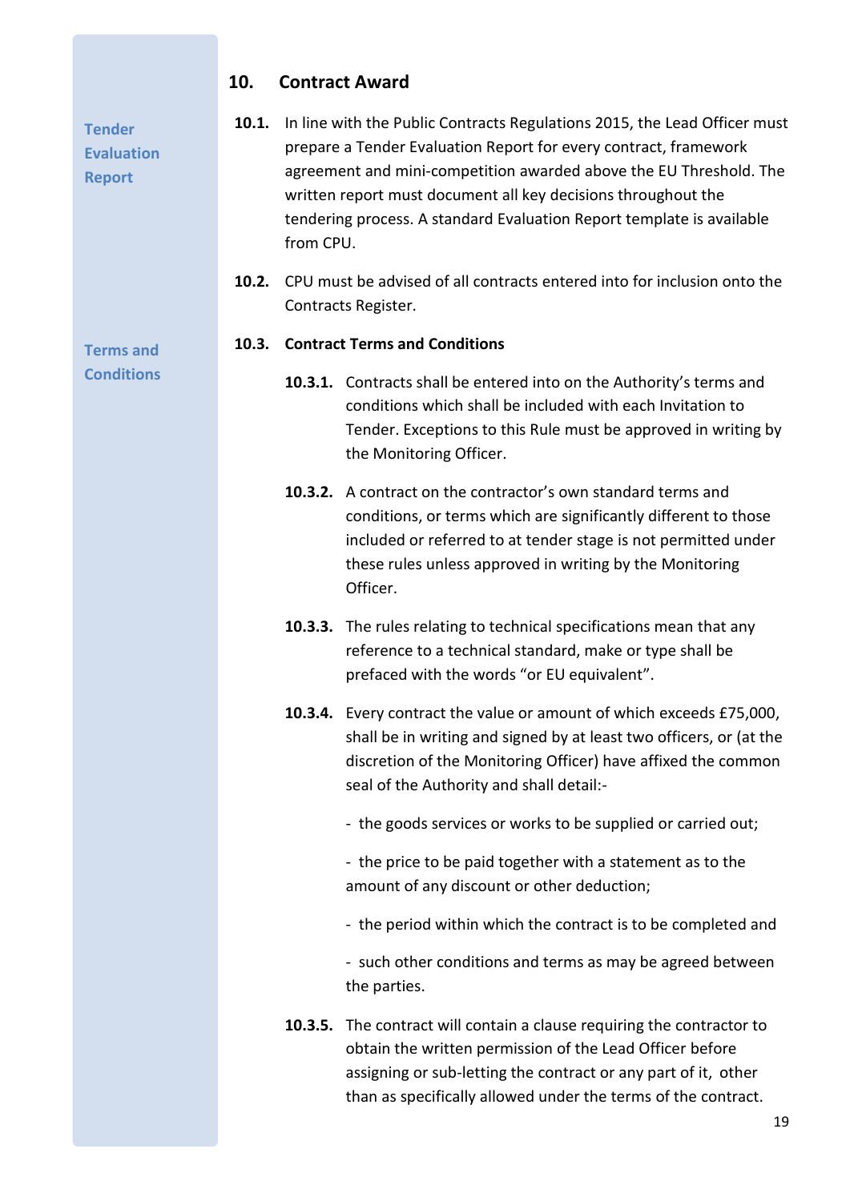## 10. Contract Award

**Tender Evaluation Report**

**10.1.** In line with the Public Contracts Regulations 2015, the Lead Officer must prepare a Tender Evaluation Report for every contract, framework agreement and mini-competition awarded above the EU Threshold. The written report must document all key decisions throughout the tendering process. A standard Evaluation Report template is available from CPU.

**10.2.** CPU must be advised of all contracts entered into for inclusion onto the Contracts Register.

**Terms and Conditions**

**10.3. Contract Terms and Conditions**

**10.3.1.** Contracts shall be entered into on the Authority's terms and conditions which shall be included with each Invitation to Tender. Exceptions to this Rule must be approved in writing by the Monitoring Officer.

**10.3.2.** A contract on the contractor's own standard terms and conditions, or terms which are significantly different to those included or referred to at tender stage is not permitted under these rules unless approved in writing by the Monitoring Officer.

**10.3.3.** The rules relating to technical specifications mean that any reference to a technical standard, make or type shall be prefaced with the words "or EU equivalent".

**10.3.4.** Every contract the value or amount of which exceeds £75,000, shall be in writing and signed by at least two officers, or (at the discretion of the Monitoring Officer) have affixed the common seal of the Authority and shall detail:-

- the goods services or works to be supplied or carried out;
- the price to be paid together with a statement as to the amount of any discount or other deduction;
- the period within which the contract is to be completed and
- such other conditions and terms as may be agreed between the parties.

**10.3.5.** The contract will contain a clause requiring the contractor to obtain the written permission of the Lead Officer before assigning or sub-letting the contract or any part of it, other than as specifically allowed under the terms of the contract.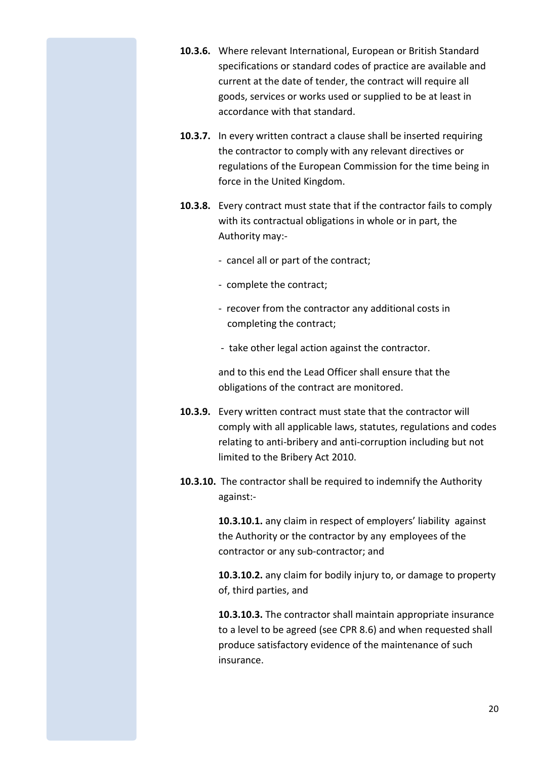**10.3.6.** Where relevant International, European or British Standard specifications or standard codes of practice are available and current at the date of tender, the contract will require all goods, services or works used or supplied to be at least in accordance with that standard.

**10.3.7.** In every written contract a clause shall be inserted requiring the contractor to comply with any relevant directives or regulations of the European Commission for the time being in force in the United Kingdom.

**10.3.8.** Every contract must state that if the contractor fails to comply with its contractual obligations in whole or in part, the Authority may:-

- cancel all or part of the contract;
- complete the contract;
- recover from the contractor any additional costs in completing the contract;
- take other legal action against the contractor.

and to this end the Lead Officer shall ensure that the obligations of the contract are monitored.

**10.3.9.** Every written contract must state that the contractor will comply with all applicable laws, statutes, regulations and codes relating to anti-bribery and anti-corruption including but not limited to the Bribery Act 2010.

**10.3.10.** The contractor shall be required to indemnify the Authority against:-

**10.3.10.1.** any claim in respect of employers' liability against the Authority or the contractor by any employees of the contractor or any sub-contractor; and

**10.3.10.2.** any claim for bodily injury to, or damage to property of, third parties, and

**10.3.10.3.** The contractor shall maintain appropriate insurance to a level to be agreed (see CPR 8.6) and when requested shall produce satisfactory evidence of the maintenance of such insurance.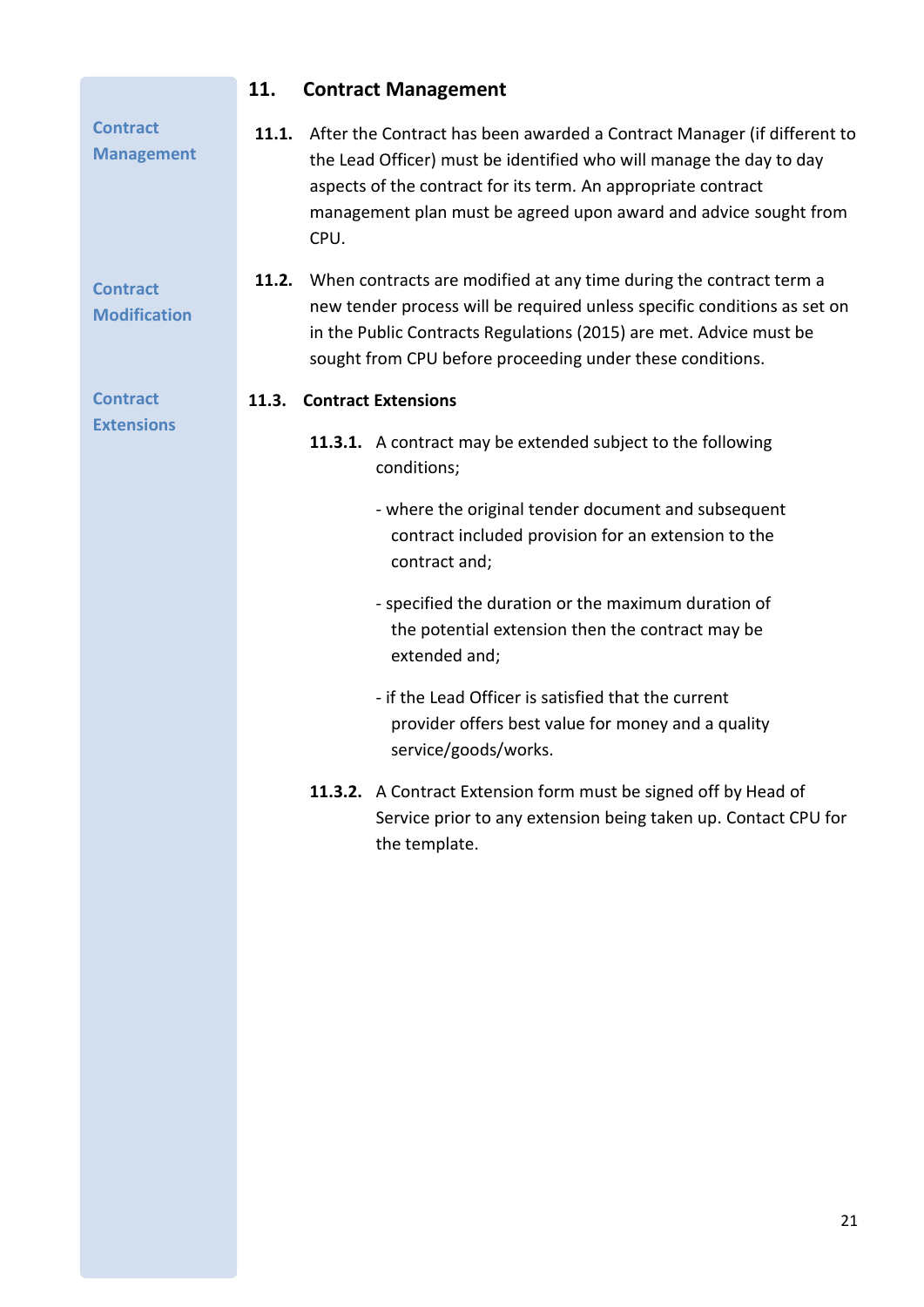## 11. Contract Management

**Contract Management**

**11.1.** After the Contract has been awarded a Contract Manager (if different to the Lead Officer) must be identified who will manage the day to day aspects of the contract for its term. An appropriate contract management plan must be agreed upon award and advice sought from CPU.

**Contract Modification**

**11.2.** When contracts are modified at any time during the contract term a new tender process will be required unless specific conditions as set on in the Public Contracts Regulations (2015) are met. Advice must be sought from CPU before proceeding under these conditions.

**Contract Extensions**

### 11.3. Contract Extensions

**11.3.1.** A contract may be extended subject to the following conditions;

- where the original tender document and subsequent contract included provision for an extension to the contract and;
- specified the duration or the maximum duration of the potential extension then the contract may be extended and;
- if the Lead Officer is satisfied that the current provider offers best value for money and a quality service/goods/works.

**11.3.2.** A Contract Extension form must be signed off by Head of Service prior to any extension being taken up. Contact CPU for the template.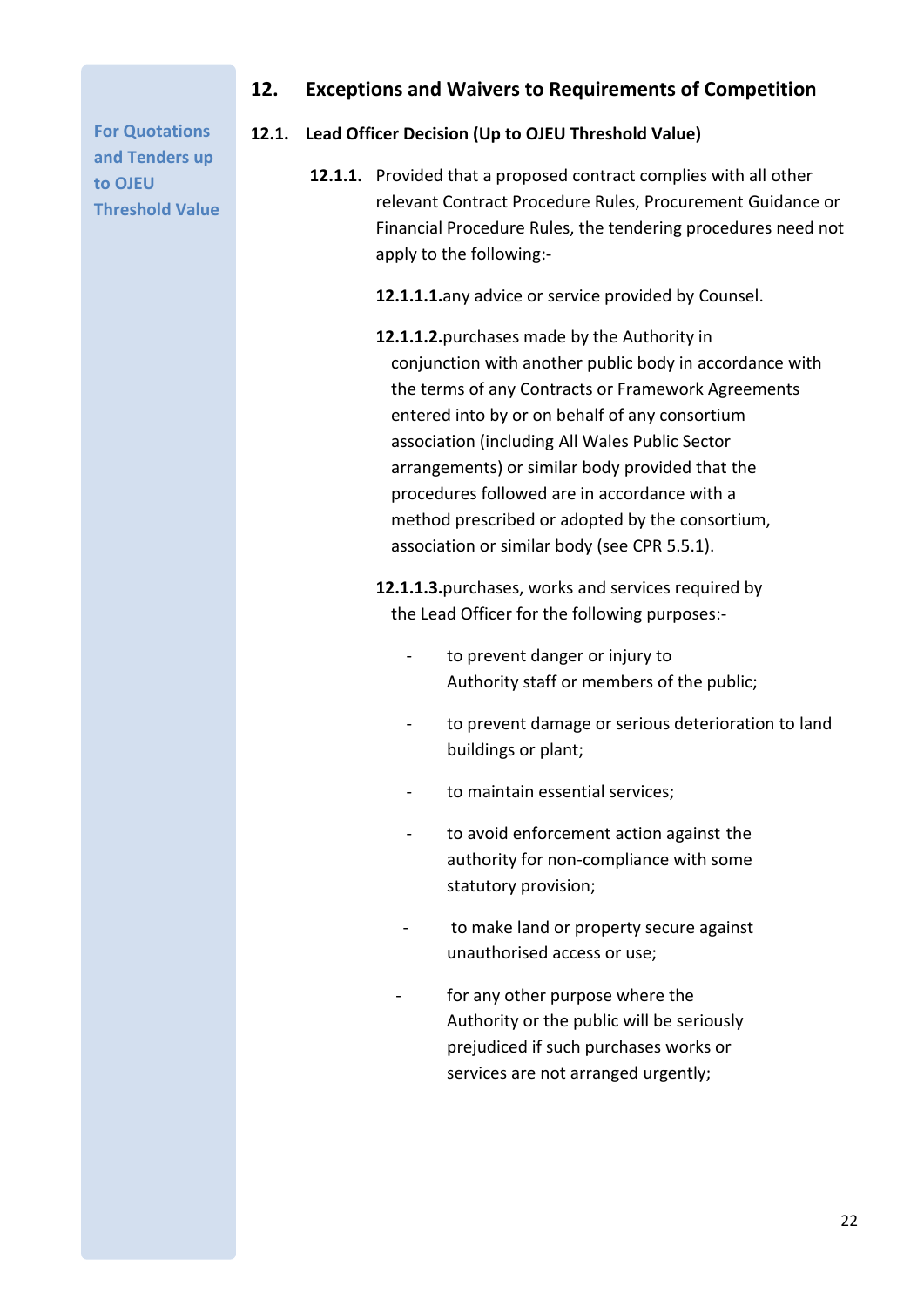For Quotations and Tenders up to OJEU Threshold Value

## 12. Exceptions and Waivers to Requirements of Competition

### 12.1. Lead Officer Decision (Up to OJEU Threshold Value)

**12.1.1.** Provided that a proposed contract complies with all other relevant Contract Procedure Rules, Procurement Guidance or Financial Procedure Rules, the tendering procedures need not apply to the following:-

**12.1.1.1.** any advice or service provided by Counsel.

**12.1.1.2.** purchases made by the Authority in conjunction with another public body in accordance with the terms of any Contracts or Framework Agreements entered into by or on behalf of any consortium association (including All Wales Public Sector arrangements) or similar body provided that the procedures followed are in accordance with a method prescribed or adopted by the consortium, association or similar body (see CPR 5.5.1).

**12.1.1.3.** purchases, works and services required by the Lead Officer for the following purposes:-

- to prevent danger or injury to Authority staff or members of the public;
- to prevent damage or serious deterioration to land buildings or plant;
- to maintain essential services;
- to avoid enforcement action against the authority for non-compliance with some statutory provision;
- to make land or property secure against unauthorised access or use;
- for any other purpose where the Authority or the public will be seriously prejudiced if such purchases works or services are not arranged urgently;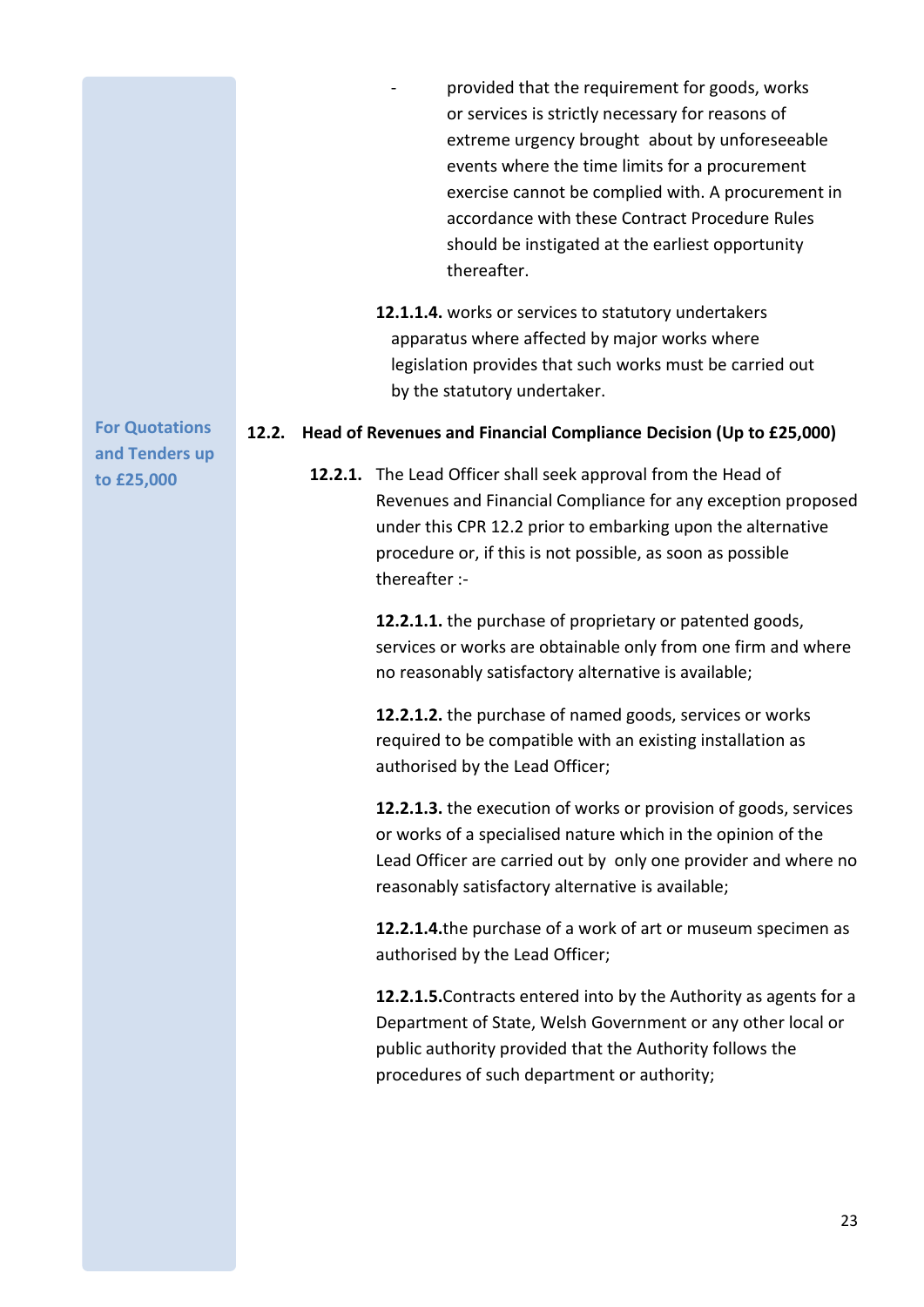- provided that the requirement for goods, works or services is strictly necessary for reasons of extreme urgency brought about by unforeseeable events where the time limits for a procurement exercise cannot be complied with. A procurement in accordance with these Contract Procedure Rules should be instigated at the earliest opportunity thereafter.

**12.1.1.4.** works or services to statutory undertakers apparatus where affected by major works where legislation provides that such works must be carried out by the statutory undertaker.

**For Quotations and Tenders up to £25,000**

### 12.2. Head of Revenues and Financial Compliance Decision (Up to £25,000)

**12.2.1.** The Lead Officer shall seek approval from the Head of Revenues and Financial Compliance for any exception proposed under this CPR 12.2 prior to embarking upon the alternative procedure or, if this is not possible, as soon as possible thereafter :-

**12.2.1.1.** the purchase of proprietary or patented goods, services or works are obtainable only from one firm and where no reasonably satisfactory alternative is available;

**12.2.1.2.** the purchase of named goods, services or works required to be compatible with an existing installation as authorised by the Lead Officer;

**12.2.1.3.** the execution of works or provision of goods, services or works of a specialised nature which in the opinion of the Lead Officer are carried out by only one provider and where no reasonably satisfactory alternative is available;

**12.2.1.4.**the purchase of a work of art or museum specimen as authorised by the Lead Officer;

**12.2.1.5.**Contracts entered into by the Authority as agents for a Department of State, Welsh Government or any other local or public authority provided that the Authority follows the procedures of such department or authority;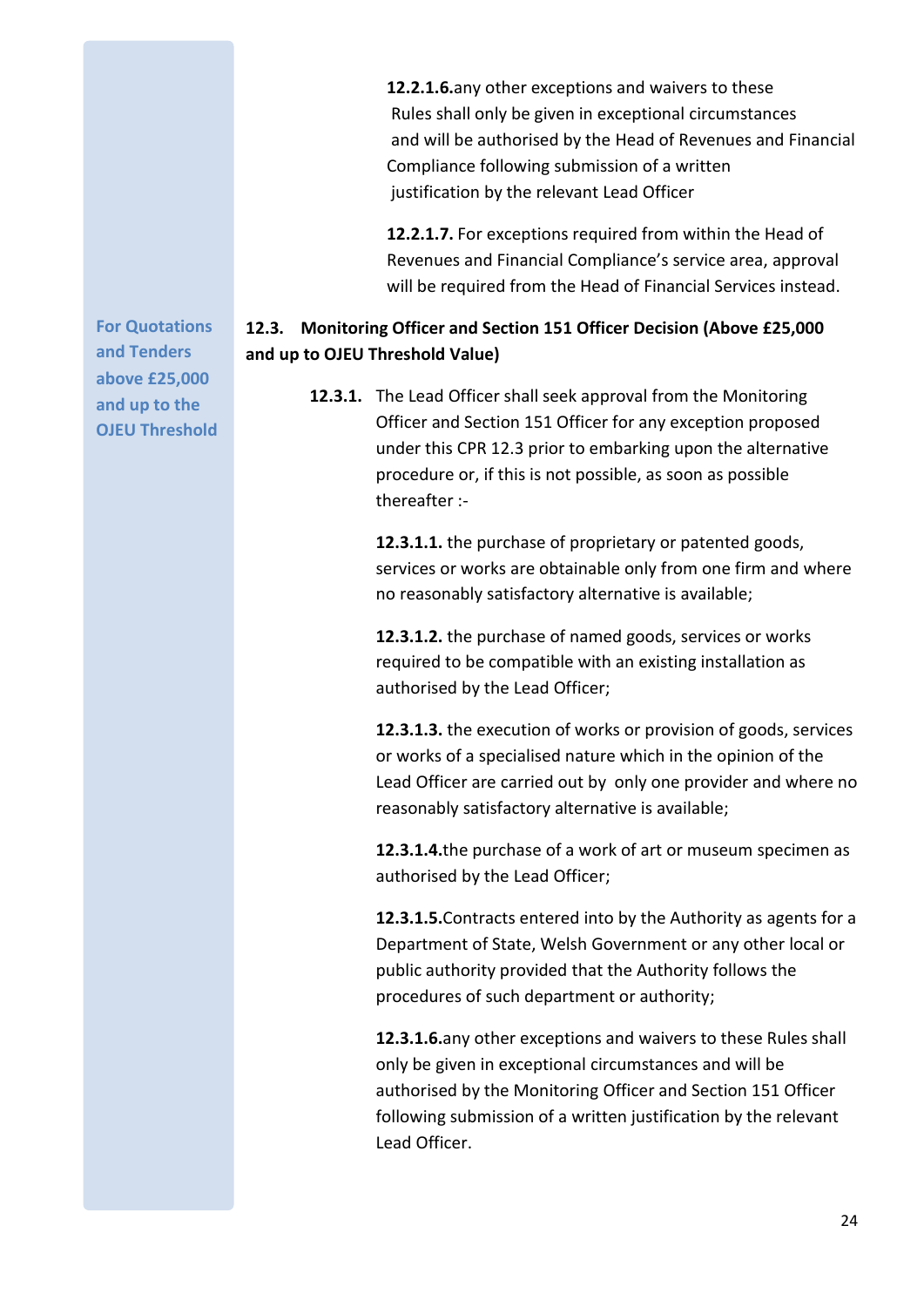**12.2.1.6.** any other exceptions and waivers to these Rules shall only be given in exceptional circumstances and will be authorised by the Head of Revenues and Financial Compliance following submission of a written justification by the relevant Lead Officer

**12.2.1.7.** For exceptions required from within the Head of Revenues and Financial Compliance's service area, approval will be required from the Head of Financial Services instead.

**For Quotations and Tenders above £25,000 and up to the OJEU Threshold**

## 12.3. Monitoring Officer and Section 151 Officer Decision (Above £25,000 and up to OJEU Threshold Value)

**12.3.1.** The Lead Officer shall seek approval from the Monitoring Officer and Section 151 Officer for any exception proposed under this CPR 12.3 prior to embarking upon the alternative procedure or, if this is not possible, as soon as possible thereafter :-

**12.3.1.1.** the purchase of proprietary or patented goods, services or works are obtainable only from one firm and where no reasonably satisfactory alternative is available;

**12.3.1.2.** the purchase of named goods, services or works required to be compatible with an existing installation as authorised by the Lead Officer;

**12.3.1.3.** the execution of works or provision of goods, services or works of a specialised nature which in the opinion of the Lead Officer are carried out by only one provider and where no reasonably satisfactory alternative is available;

**12.3.1.4.** the purchase of a work of art or museum specimen as authorised by the Lead Officer;

**12.3.1.5.** Contracts entered into by the Authority as agents for a Department of State, Welsh Government or any other local or public authority provided that the Authority follows the procedures of such department or authority;

**12.3.1.6.** any other exceptions and waivers to these Rules shall only be given in exceptional circumstances and will be authorised by the Monitoring Officer and Section 151 Officer following submission of a written justification by the relevant Lead Officer.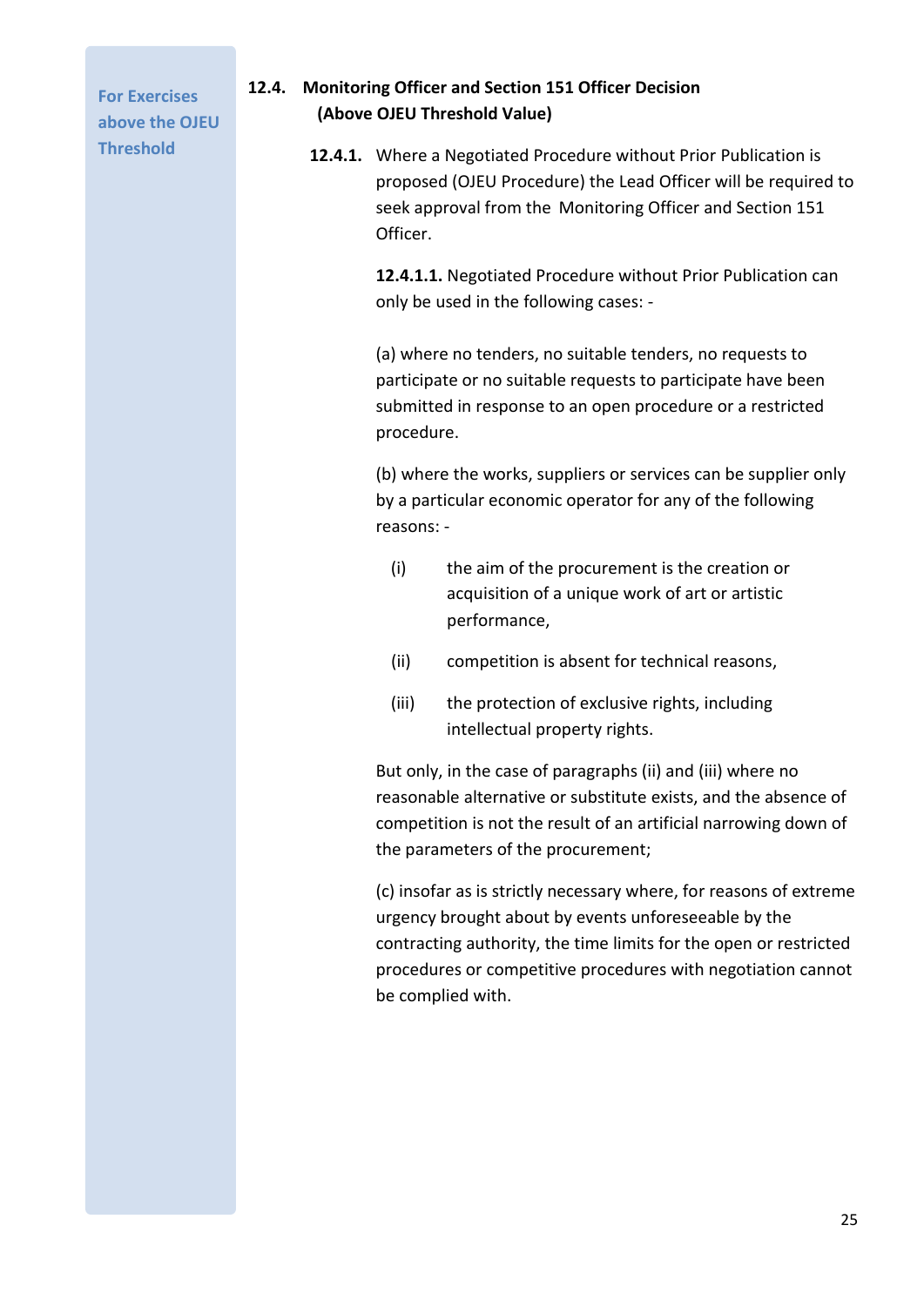For Exercises above the OJEU Threshold

## 12.4. Monitoring Officer and Section 151 Officer Decision (Above OJEU Threshold Value)

**12.4.1.** Where a Negotiated Procedure without Prior Publication is proposed (OJEU Procedure) the Lead Officer will be required to seek approval from the Monitoring Officer and Section 151 Officer.

**12.4.1.1.** Negotiated Procedure without Prior Publication can only be used in the following cases: -

(a) where no tenders, no suitable tenders, no requests to participate or no suitable requests to participate have been submitted in response to an open procedure or a restricted procedure.

(b) where the works, suppliers or services can be supplier only by a particular economic operator for any of the following reasons: -

(i) the aim of the procurement is the creation or acquisition of a unique work of art or artistic performance,

(ii) competition is absent for technical reasons,

(iii) the protection of exclusive rights, including intellectual property rights.

But only, in the case of paragraphs (ii) and (iii) where no reasonable alternative or substitute exists, and the absence of competition is not the result of an artificial narrowing down of the parameters of the procurement;

(c) insofar as is strictly necessary where, for reasons of extreme urgency brought about by events unforeseeable by the contracting authority, the time limits for the open or restricted procedures or competitive procedures with negotiation cannot be complied with.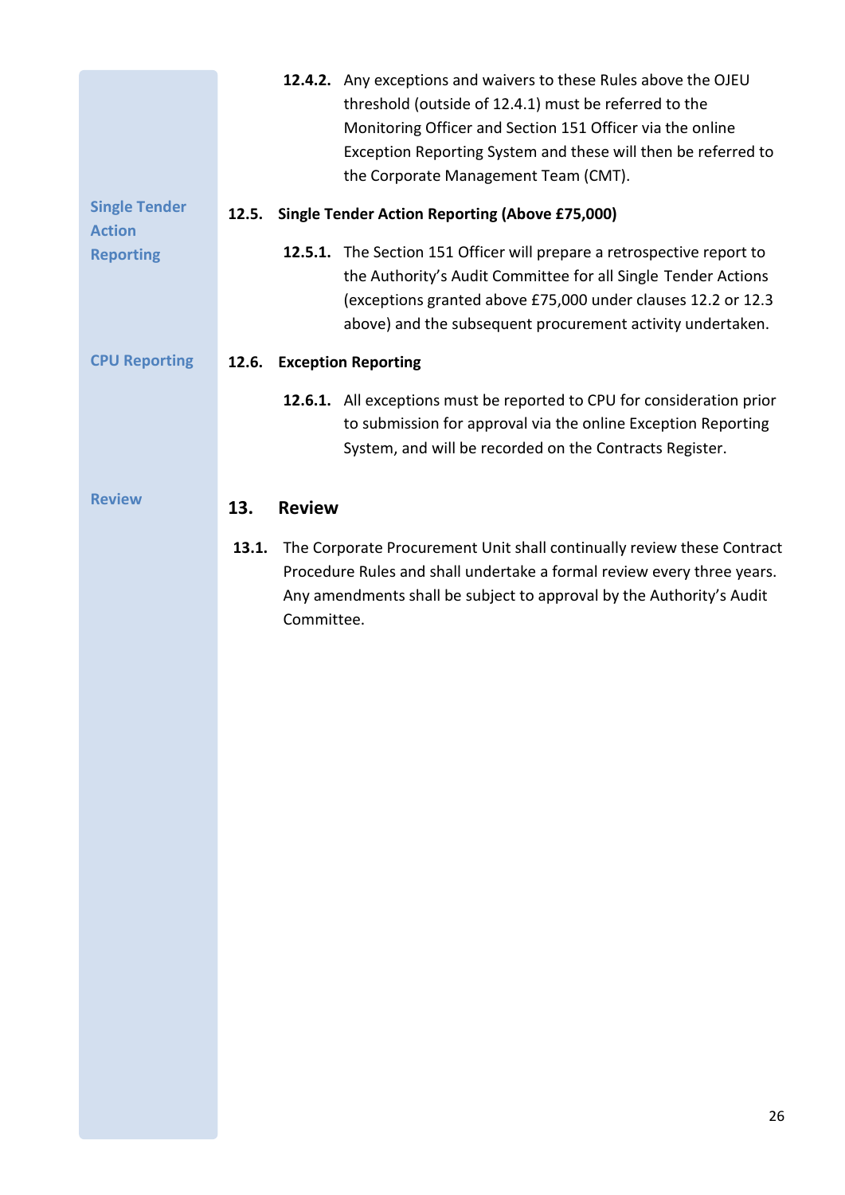**12.4.2.** Any exceptions and waivers to these Rules above the OJEU threshold (outside of 12.4.1) must be referred to the Monitoring Officer and Section 151 Officer via the online Exception Reporting System and these will then be referred to the Corporate Management Team (CMT).

Single Tender Action Reporting

### 12.5. Single Tender Action Reporting (Above £75,000)

**12.5.1.** The Section 151 Officer will prepare a retrospective report to the Authority's Audit Committee for all Single Tender Actions (exceptions granted above £75,000 under clauses 12.2 or 12.3 above) and the subsequent procurement activity undertaken.

CPU Reporting

### 12.6. Exception Reporting

**12.6.1.** All exceptions must be reported to CPU for consideration prior to submission for approval via the online Exception Reporting System, and will be recorded on the Contracts Register.

Review

## 13. Review

**13.1.** The Corporate Procurement Unit shall continually review these Contract Procedure Rules and shall undertake a formal review every three years. Any amendments shall be subject to approval by the Authority's Audit Committee.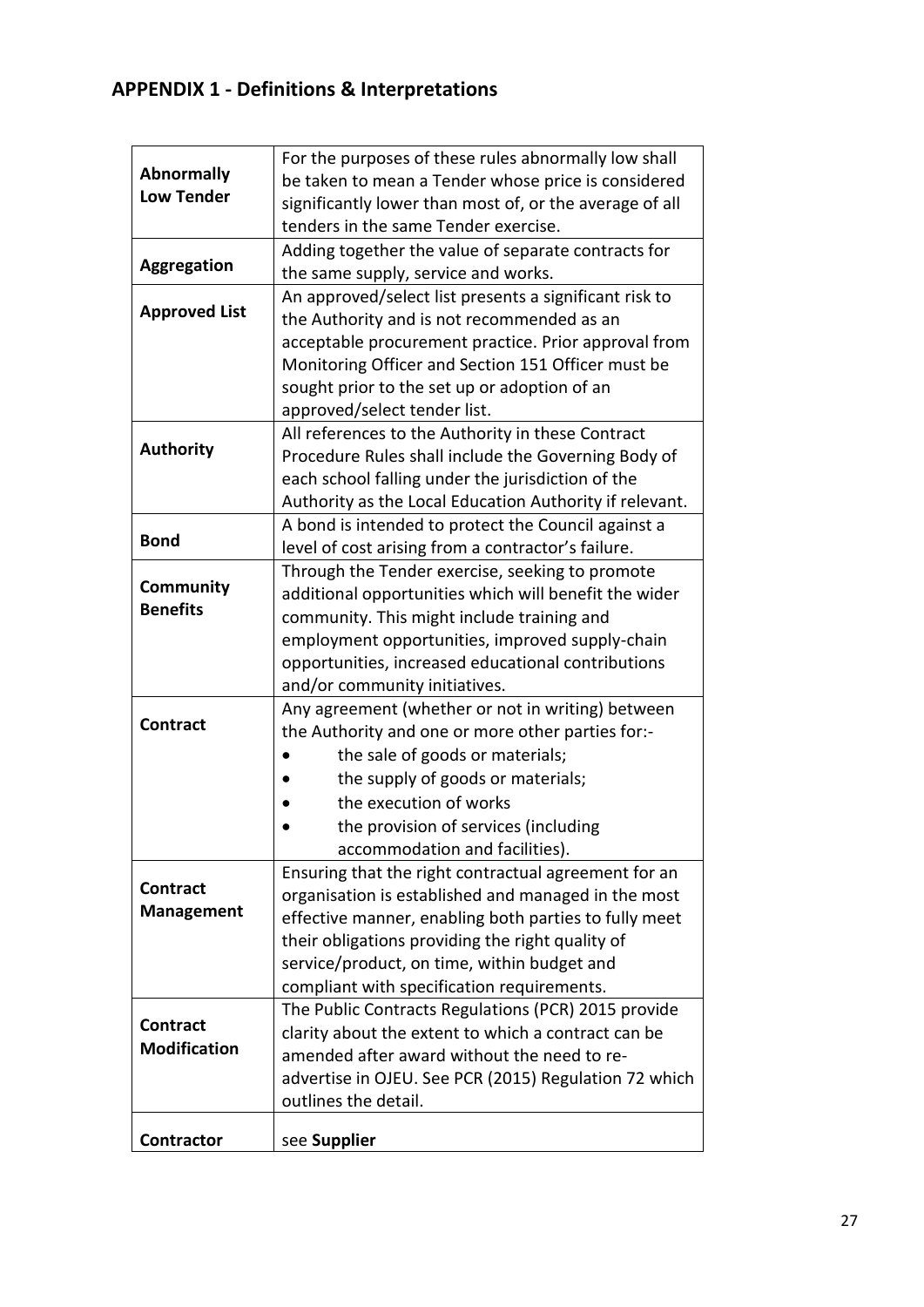## APPENDIX 1 - Definitions & Interpretations

| | |
|---|---|
| **Abnormally Low Tender** | For the purposes of these rules abnormally low shall be taken to mean a Tender whose price is considered significantly lower than most of, or the average of all tenders in the same Tender exercise. |
| **Aggregation** | Adding together the value of separate contracts for the same supply, service and works. |
| **Approved List** | An approved/select list presents a significant risk to the Authority and is not recommended as an acceptable procurement practice. Prior approval from Monitoring Officer and Section 151 Officer must be sought prior to the set up or adoption of an approved/select tender list. |
| **Authority** | All references to the Authority in these Contract Procedure Rules shall include the Governing Body of each school falling under the jurisdiction of the Authority as the Local Education Authority if relevant. |
| **Bond** | A bond is intended to protect the Council against a level of cost arising from a contractor's failure. |
| **Community Benefits** | Through the Tender exercise, seeking to promote additional opportunities which will benefit the wider community. This might include training and employment opportunities, improved supply-chain opportunities, increased educational contributions and/or community initiatives. |
| **Contract** | Any agreement (whether or not in writing) between the Authority and one or more other parties for:-<br>• the sale of goods or materials;<br>• the supply of goods or materials;<br>• the execution of works<br>• the provision of services (including accommodation and facilities). |
| **Contract Management** | Ensuring that the right contractual agreement for an organisation is established and managed in the most effective manner, enabling both parties to fully meet their obligations providing the right quality of service/product, on time, within budget and compliant with specification requirements. |
| **Contract Modification** | The Public Contracts Regulations (PCR) 2015 provide clarity about the extent to which a contract can be amended after award without the need to re-advertise in OJEU. See PCR (2015) Regulation 72 which outlines the detail. |
| **Contractor** | see **Supplier** |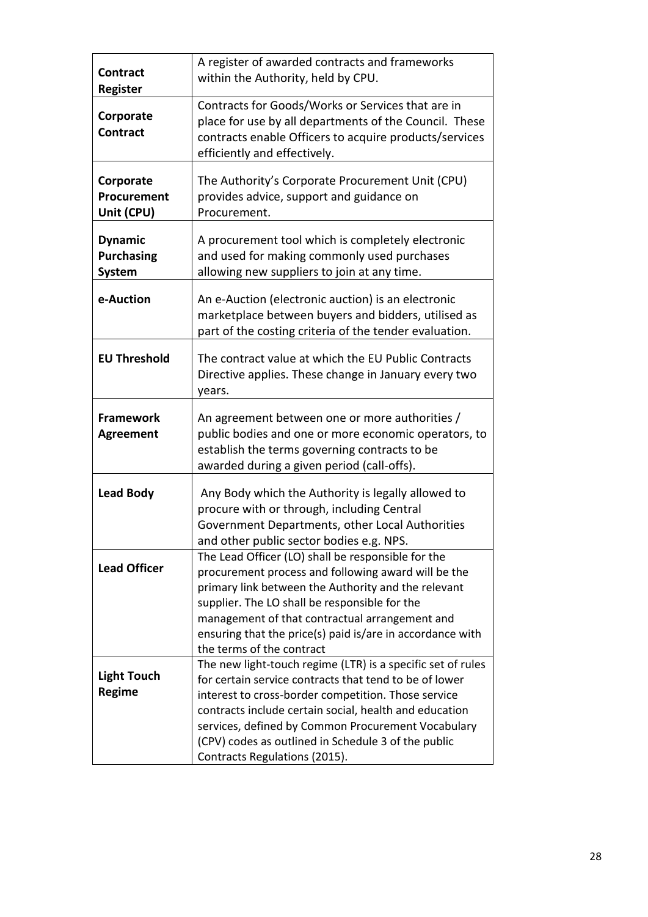| | |
|---|---|
| **Contract Register** | A register of awarded contracts and frameworks within the Authority, held by CPU. |
| **Corporate Contract** | Contracts for Goods/Works or Services that are in place for use by all departments of the Council. These contracts enable Officers to acquire products/services efficiently and effectively. |
| **Corporate Procurement Unit (CPU)** | The Authority's Corporate Procurement Unit (CPU) provides advice, support and guidance on Procurement. |
| **Dynamic Purchasing System** | A procurement tool which is completely electronic and used for making commonly used purchases allowing new suppliers to join at any time. |
| **e-Auction** | An e-Auction (electronic auction) is an electronic marketplace between buyers and bidders, utilised as part of the costing criteria of the tender evaluation. |
| **EU Threshold** | The contract value at which the EU Public Contracts Directive applies. These change in January every two years. |
| **Framework Agreement** | An agreement between one or more authorities / public bodies and one or more economic operators, to establish the terms governing contracts to be awarded during a given period (call-offs). |
| **Lead Body** | Any Body which the Authority is legally allowed to procure with or through, including Central Government Departments, other Local Authorities and other public sector bodies e.g. NPS. |
| **Lead Officer** | The Lead Officer (LO) shall be responsible for the procurement process and following award will be the primary link between the Authority and the relevant supplier. The LO shall be responsible for the management of that contractual arrangement and ensuring that the price(s) paid is/are in accordance with the terms of the contract |
| **Light Touch Regime** | The new light-touch regime (LTR) is a specific set of rules for certain service contracts that tend to be of lower interest to cross-border competition. Those service contracts include certain social, health and education services, defined by Common Procurement Vocabulary (CPV) codes as outlined in Schedule 3 of the public Contracts Regulations (2015). |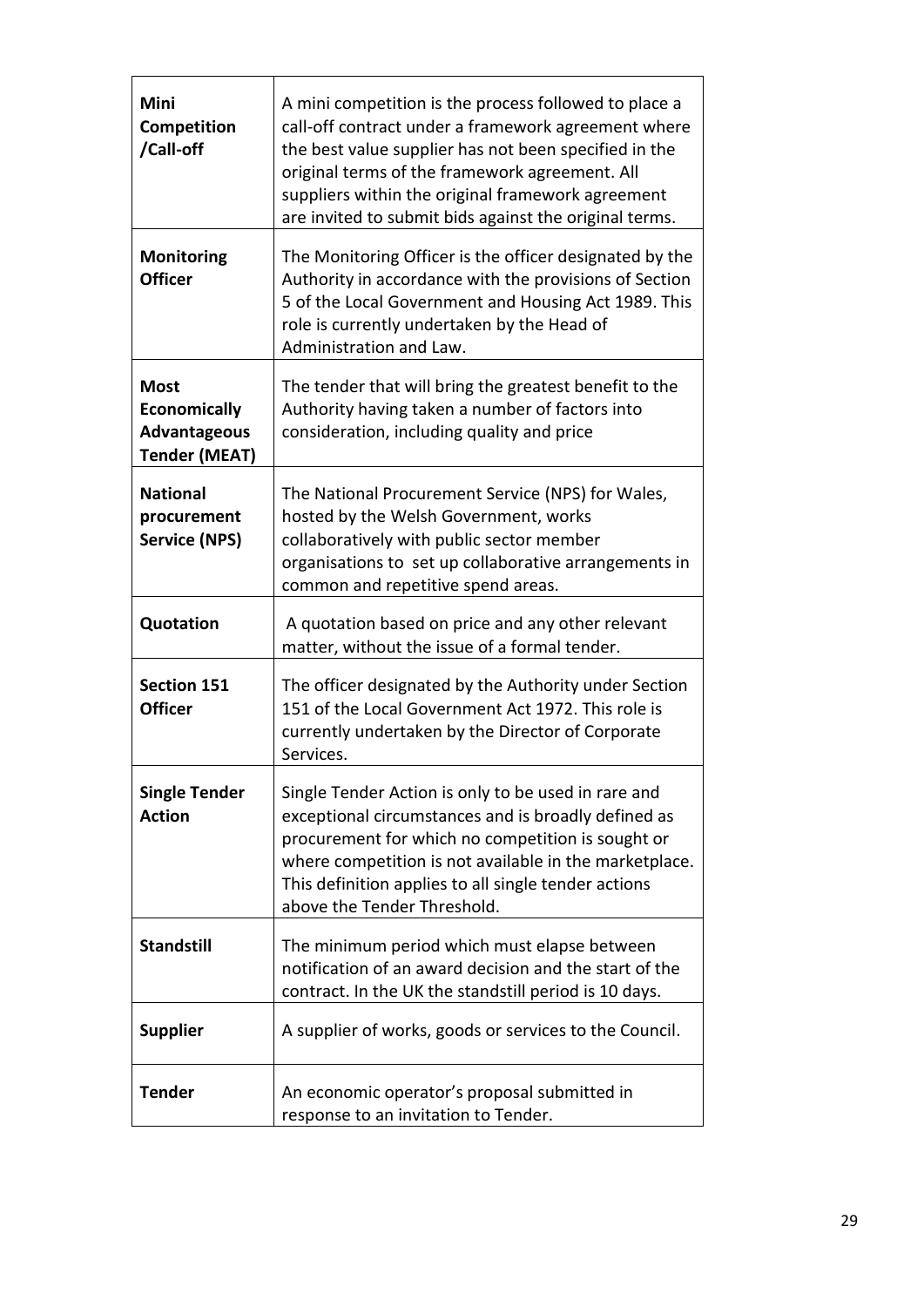| | |
|---|---|
| **Mini Competition /Call-off** | A mini competition is the process followed to place a call-off contract under a framework agreement where the best value supplier has not been specified in the original terms of the framework agreement. All suppliers within the original framework agreement are invited to submit bids against the original terms. |
| **Monitoring Officer** | The Monitoring Officer is the officer designated by the Authority in accordance with the provisions of Section 5 of the Local Government and Housing Act 1989. This role is currently undertaken by the Head of Administration and Law. |
| **Most Economically Advantageous Tender (MEAT)** | The tender that will bring the greatest benefit to the Authority having taken a number of factors into consideration, including quality and price |
| **National procurement Service (NPS)** | The National Procurement Service (NPS) for Wales, hosted by the Welsh Government, works collaboratively with public sector member organisations to set up collaborative arrangements in common and repetitive spend areas. |
| **Quotation** | A quotation based on price and any other relevant matter, without the issue of a formal tender. |
| **Section 151 Officer** | The officer designated by the Authority under Section 151 of the Local Government Act 1972. This role is currently undertaken by the Director of Corporate Services. |
| **Single Tender Action** | Single Tender Action is only to be used in rare and exceptional circumstances and is broadly defined as procurement for which no competition is sought or where competition is not available in the marketplace. This definition applies to all single tender actions above the Tender Threshold. |
| **Standstill** | The minimum period which must elapse between notification of an award decision and the start of the contract. In the UK the standstill period is 10 days. |
| **Supplier** | A supplier of works, goods or services to the Council. |
| **Tender** | An economic operator's proposal submitted in response to an invitation to Tender. |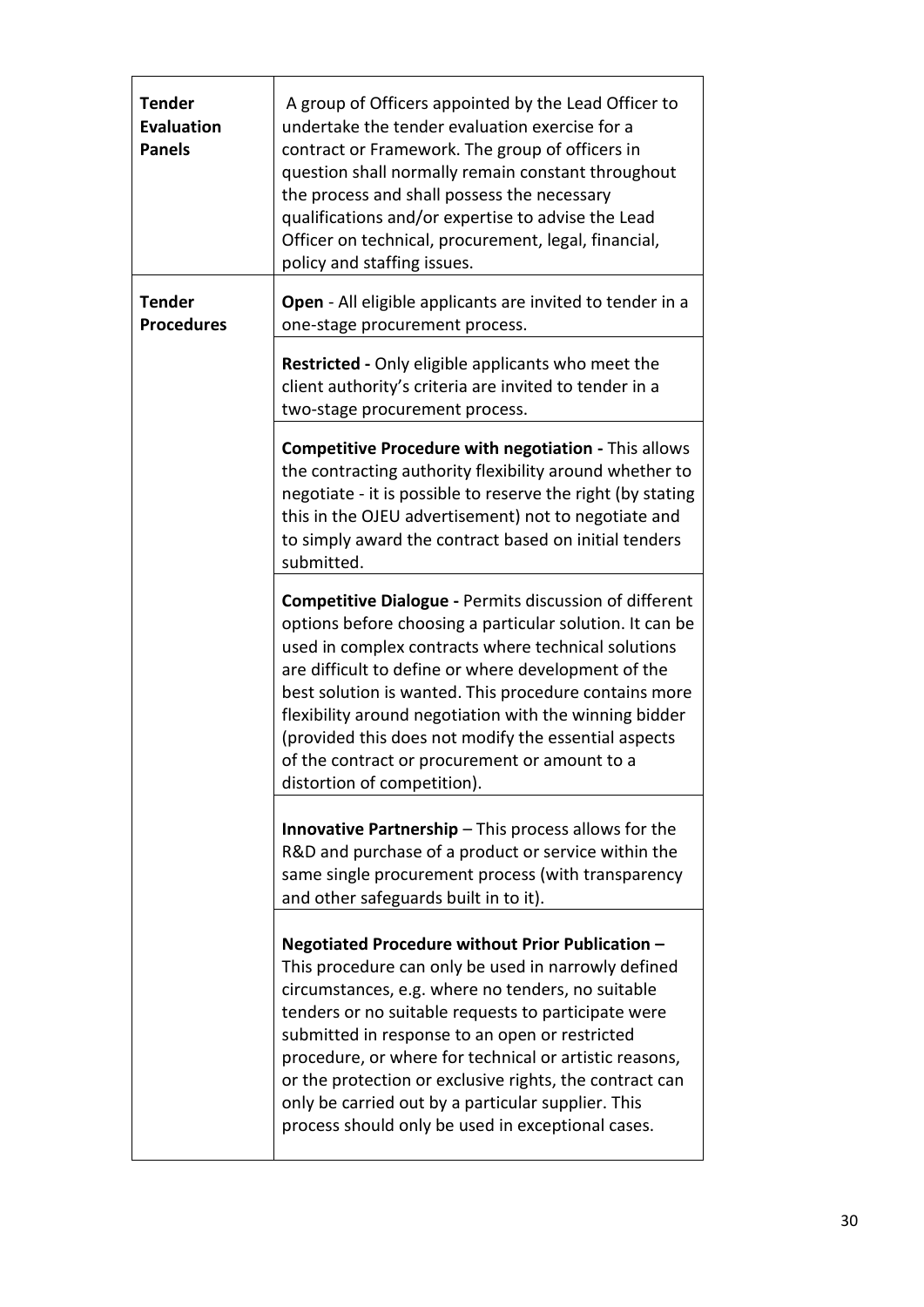| | |
|---|---|
| **Tender Evaluation Panels** | A group of Officers appointed by the Lead Officer to undertake the tender evaluation exercise for a contract or Framework. The group of officers in question shall normally remain constant throughout the process and shall possess the necessary qualifications and/or expertise to advise the Lead Officer on technical, procurement, legal, financial, policy and staffing issues. |
| **Tender Procedures** | **Open** - All eligible applicants are invited to tender in a one-stage procurement process. |
| | **Restricted -** Only eligible applicants who meet the client authority's criteria are invited to tender in a two-stage procurement process. |
| | **Competitive Procedure with negotiation -** This allows the contracting authority flexibility around whether to negotiate - it is possible to reserve the right (by stating this in the OJEU advertisement) not to negotiate and to simply award the contract based on initial tenders submitted. |
| | **Competitive Dialogue -** Permits discussion of different options before choosing a particular solution. It can be used in complex contracts where technical solutions are difficult to define or where development of the best solution is wanted. This procedure contains more flexibility around negotiation with the winning bidder (provided this does not modify the essential aspects of the contract or procurement or amount to a distortion of competition). |
| | **Innovative Partnership** – This process allows for the R&D and purchase of a product or service within the same single procurement process (with transparency and other safeguards built in to it). |
| | **Negotiated Procedure without Prior Publication –** This procedure can only be used in narrowly defined circumstances, e.g. where no tenders, no suitable tenders or no suitable requests to participate were submitted in response to an open or restricted procedure, or where for technical or artistic reasons, or the protection or exclusive rights, the contract can only be carried out by a particular supplier. This process should only be used in exceptional cases. |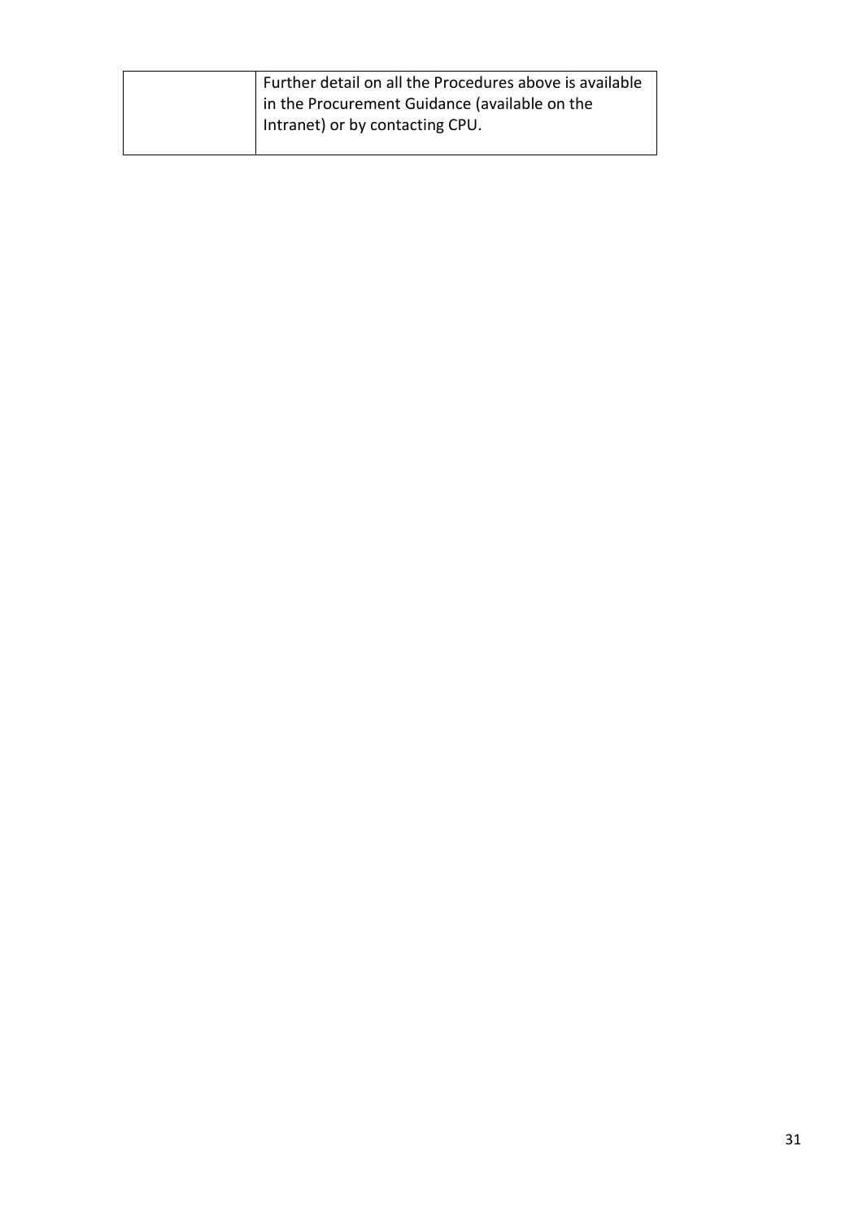| | |
|---|---|
| | Further detail on all the Procedures above is available in the Procurement Guidance (available on the Intranet) or by contacting CPU. |